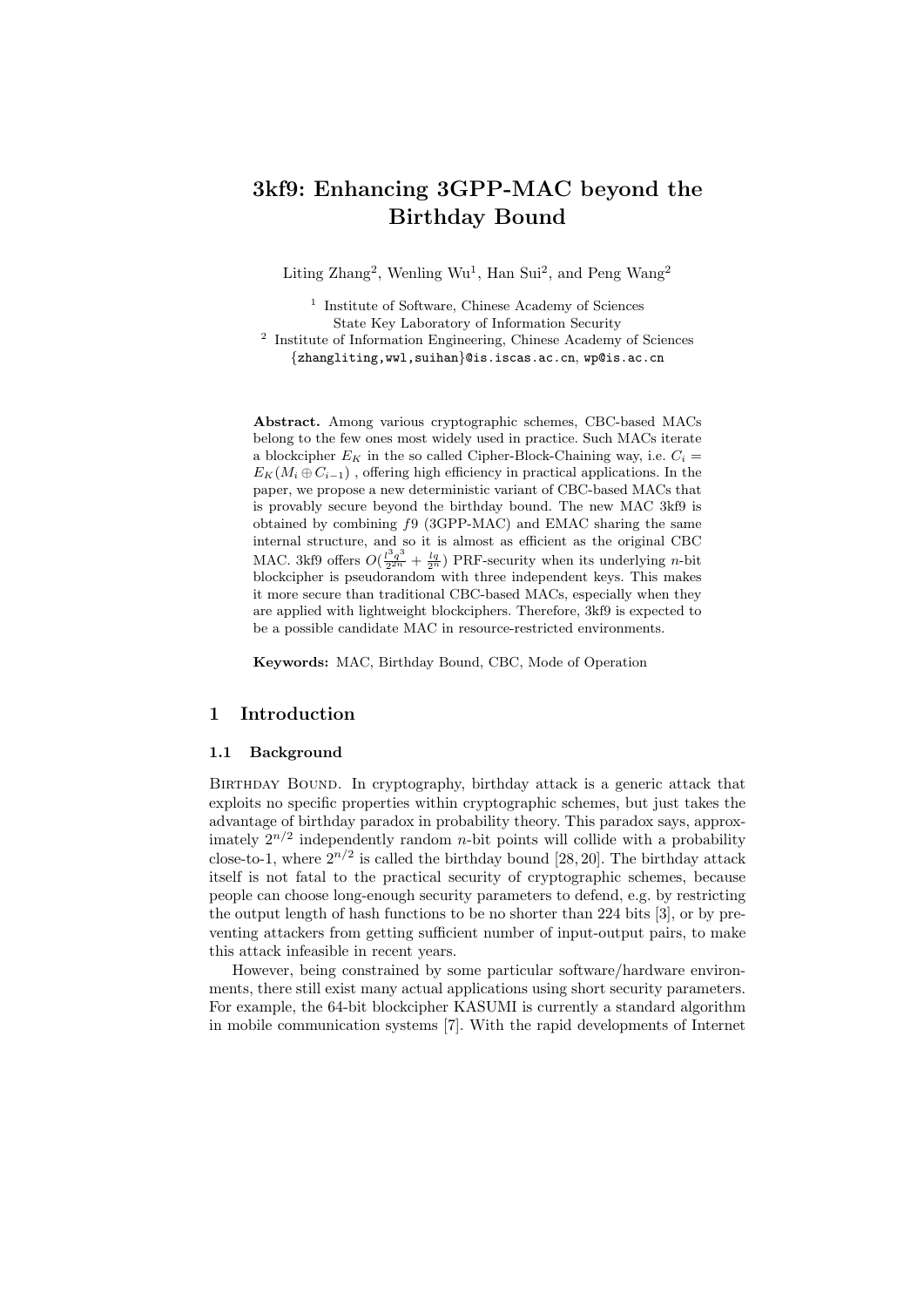# 3kf9: Enhancing 3GPP-MAC beyond the Birthday Bound

Liting Zhang[2], Wenling Wu[1], Han Sui[2], and Peng Wang[2]

[1] Institute of Software, Chinese Academy of Sciences
State Key Laboratory of Information Security
[2] Institute of Information Engineering, Chinese Academy of Sciences
{zhangliting,wwl,suihan}@is.iscas.ac.cn, wp@is.ac.cn

**Abstract.** Among various cryptographic schemes, CBC-based MACs belong to the few ones most widely used in practice. Such MACs iterate a blockcipher $E_K$ in the so called Cipher-Block-Chaining way, i.e. $C_i = E_K(M_i \oplus C_{i-1})$ , offering high efficiency in practical applications. In the paper, we propose a new deterministic variant of CBC-based MACs that is provably secure beyond the birthday bound. The new MAC 3kf9 is obtained by combining $f9$ (3GPP-MAC) and EMAC sharing the same internal structure, and so it is almost as efficient as the original CBC MAC. 3kf9 offers $O(\frac{l^3q^3}{2^{2n}} + \frac{lq}{2^n})$ PRF-security when its underlying $n$-bit blockcipher is pseudorandom with three independent keys. This makes it more secure than traditional CBC-based MACs, especially when they are applied with lightweight blockciphers. Therefore, 3kf9 is expected to be a possible candidate MAC in resource-restricted environments.

**Keywords:** MAC, Birthday Bound, CBC, Mode of Operation

## 1 Introduction

### 1.1 Background

Birthday Bound. In cryptography, birthday attack is a generic attack that exploits no specific properties within cryptographic schemes, but just takes the advantage of birthday paradox in probability theory. This paradox says, approximately $2^{n/2}$ independently random $n$-bit points will collide with a probability close-to-1, where $2^{n/2}$ is called the birthday bound [28, 20]. The birthday attack itself is not fatal to the practical security of cryptographic schemes, because people can choose long-enough security parameters to defend, e.g. by restricting the output length of hash functions to be no shorter than 224 bits [3], or by preventing attackers from getting sufficient number of input-output pairs, to make this attack infeasible in recent years.

However, being constrained by some particular software/hardware environments, there still exist many actual applications using short security parameters. For example, the 64-bit blockcipher KASUMI is currently a standard algorithm in mobile communication systems [7]. With the rapid developments of Internet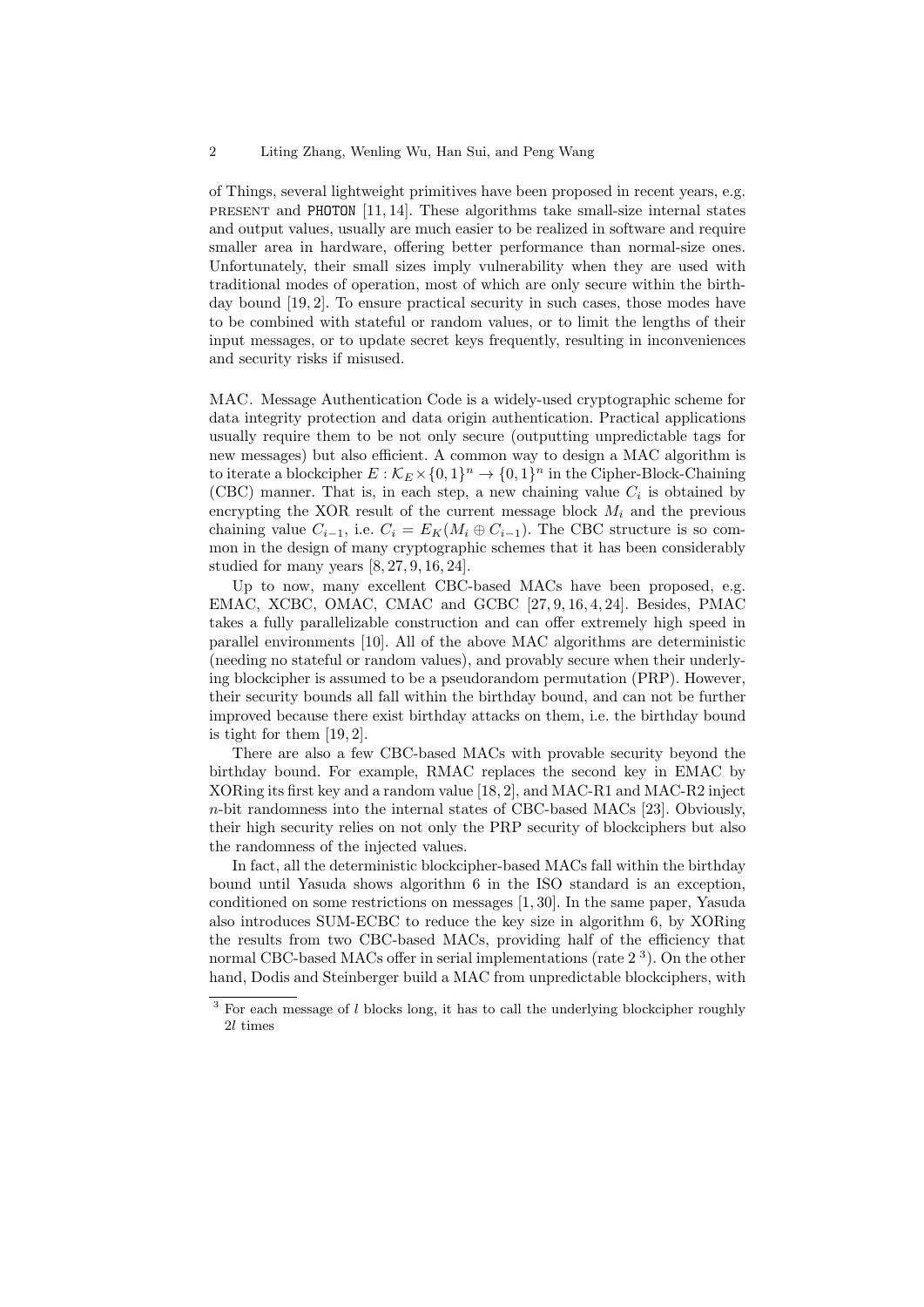of Things, several lightweight primitives have been proposed in recent years, e.g. PRESENT and PHOTON [11, 14]. These algorithms take small-size internal states and output values, usually are much easier to be realized in software and require smaller area in hardware, offering better performance than normal-size ones. Unfortunately, their small sizes imply vulnerability when they are used with traditional modes of operation, most of which are only secure within the birthday bound [19, 2]. To ensure practical security in such cases, those modes have to be combined with stateful or random values, or to limit the lengths of their input messages, or to update secret keys frequently, resulting in inconveniences and security risks if misused.

MAC. Message Authentication Code is a widely-used cryptographic scheme for data integrity protection and data origin authentication. Practical applications usually require them to be not only secure (outputting unpredictable tags for new messages) but also efficient. A common way to design a MAC algorithm is to iterate a blockcipher $E : \mathcal{K}_E \times \{0,1\}^n \to \{0,1\}^n$ in the Cipher-Block-Chaining (CBC) manner. That is, in each step, a new chaining value $C_i$ is obtained by encrypting the XOR result of the current message block $M_i$ and the previous chaining value $C_{i-1}$, i.e. $C_i = E_K(M_i \oplus C_{i-1})$. The CBC structure is so common in the design of many cryptographic schemes that it has been considerably studied for many years [8, 27, 9, 16, 24].

Up to now, many excellent CBC-based MACs have been proposed, e.g. EMAC, XCBC, OMAC, CMAC and GCBC [27, 9, 16, 4, 24]. Besides, PMAC takes a fully parallelizable construction and can offer extremely high speed in parallel environments [10]. All of the above MAC algorithms are deterministic (needing no stateful or random values), and provably secure when their underlying blockcipher is assumed to be a pseudorandom permutation (PRP). However, their security bounds all fall within the birthday bound, and can not be further improved because there exist birthday attacks on them, i.e. the birthday bound is tight for them [19, 2].

There are also a few CBC-based MACs with provable security beyond the birthday bound. For example, RMAC replaces the second key in EMAC by XORing its first key and a random value [18, 2], and MAC-R1 and MAC-R2 inject $n$-bit randomness into the internal states of CBC-based MACs [23]. Obviously, their high security relies on not only the PRP security of blockciphers but also the randomness of the injected values.

In fact, all the deterministic blockcipher-based MACs fall within the birthday bound until Yasuda shows algorithm 6 in the ISO standard is an exception, conditioned on some restrictions on messages [1, 30]. In the same paper, Yasuda also introduces SUM-ECBC to reduce the key size in algorithm 6, by XORing the results from two CBC-based MACs, providing half of the efficiency that normal CBC-based MACs offer in serial implementations (rate 2 [3]). On the other hand, Dodis and Steinberger build a MAC from unpredictable blockciphers, with

[3] For each message of $l$ blocks long, it has to call the underlying blockcipher roughly $2l$ times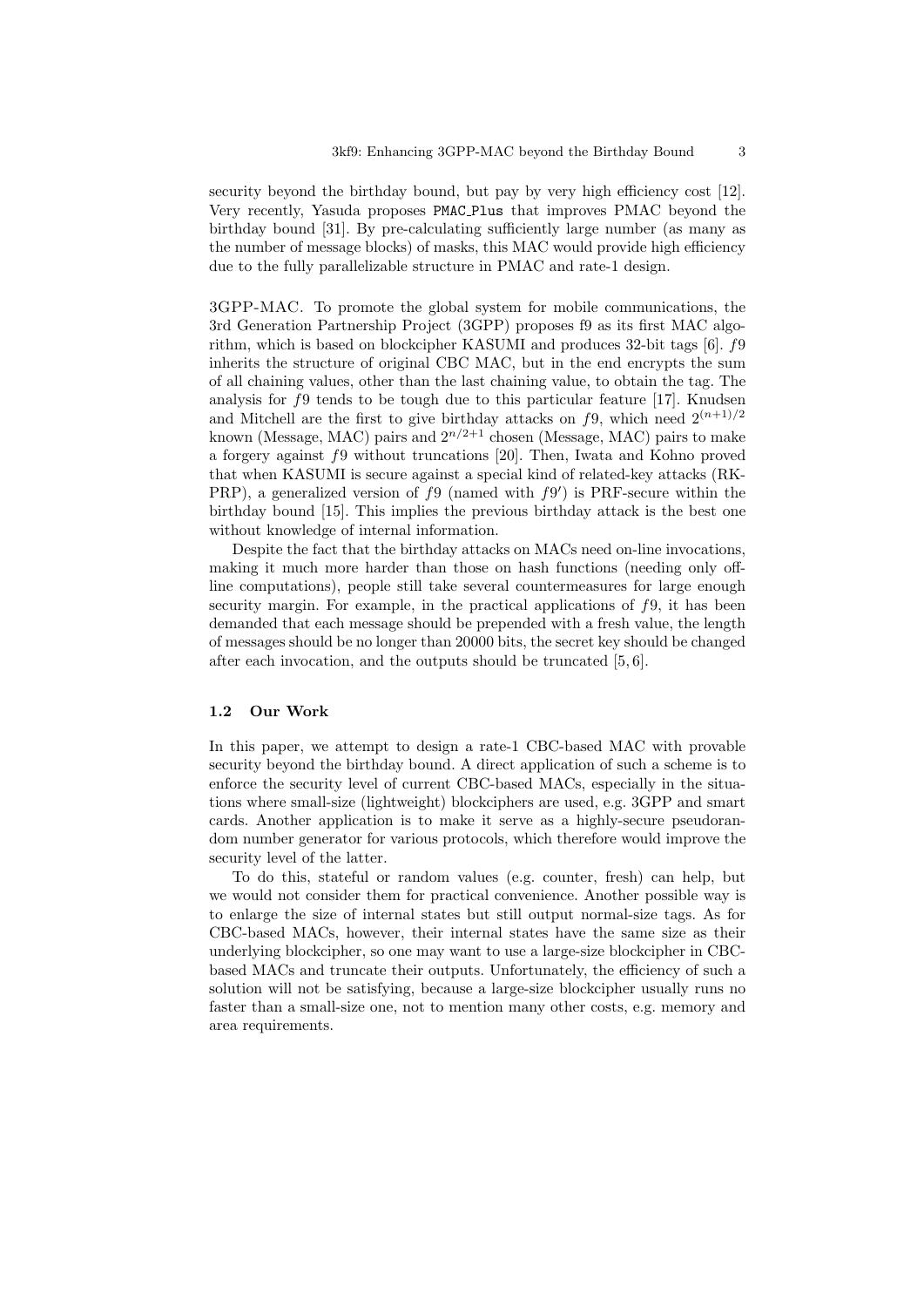security beyond the birthday bound, but pay by very high efficiency cost [12]. Very recently, Yasuda proposes `PMAC_Plus` that improves PMAC beyond the birthday bound [31]. By pre-calculating sufficiently large number (as many as the number of message blocks) of masks, this MAC would provide high efficiency due to the fully parallelizable structure in PMAC and rate-1 design.

3GPP-MAC. To promote the global system for mobile communications, the 3rd Generation Partnership Project (3GPP) proposes f9 as its first MAC algorithm, which is based on blockcipher KASUMI and produces 32-bit tags [6]. $f9$ inherits the structure of original CBC MAC, but in the end encrypts the sum of all chaining values, other than the last chaining value, to obtain the tag. The analysis for $f9$ tends to be tough due to this particular feature [17]. Knudsen and Mitchell are the first to give birthday attacks on $f9$, which need $2^{(n+1)/2}$ known (Message, MAC) pairs and $2^{n/2+1}$ chosen (Message, MAC) pairs to make a forgery against $f9$ without truncations [20]. Then, Iwata and Kohno proved that when KASUMI is secure against a special kind of related-key attacks (RK-PRP), a generalized version of $f9$ (named with $f9'$) is PRF-secure within the birthday bound [15]. This implies the previous birthday attack is the best one without knowledge of internal information.

Despite the fact that the birthday attacks on MACs need on-line invocations, making it much more harder than those on hash functions (needing only off-line computations), people still take several countermeasures for large enough security margin. For example, in the practical applications of $f9$, it has been demanded that each message should be prepended with a fresh value, the length of messages should be no longer than 20000 bits, the secret key should be changed after each invocation, and the outputs should be truncated [5, 6].

### 1.2 Our Work

In this paper, we attempt to design a rate-1 CBC-based MAC with provable security beyond the birthday bound. A direct application of such a scheme is to enforce the security level of current CBC-based MACs, especially in the situations where small-size (lightweight) blockciphers are used, e.g. 3GPP and smart cards. Another application is to make it serve as a highly-secure pseudorandom number generator for various protocols, which therefore would improve the security level of the latter.

To do this, stateful or random values (e.g. counter, fresh) can help, but we would not consider them for practical convenience. Another possible way is to enlarge the size of internal states but still output normal-size tags. As for CBC-based MACs, however, their internal states have the same size as their underlying blockcipher, so one may want to use a large-size blockcipher in CBC-based MACs and truncate their outputs. Unfortunately, the efficiency of such a solution will not be satisfying, because a large-size blockcipher usually runs no faster than a small-size one, not to mention many other costs, e.g. memory and area requirements.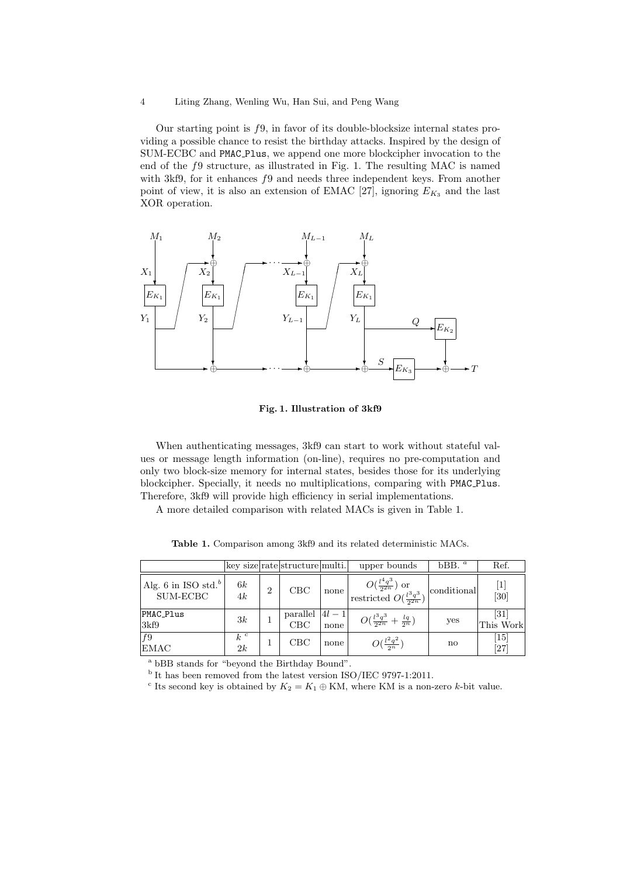Our starting point is $f9$, in favor of its double-blocksize internal states providing a possible chance to resist the birthday attacks. Inspired by the design of SUM-ECBC and `PMAC_Plus`, we append one more blockcipher invocation to the end of the $f9$ structure, as illustrated in Fig. 1. The resulting MAC is named with 3kf9, for it enhances $f9$ and needs three independent keys. From another point of view, it is also an extension of EMAC [27], ignoring $E_{K_3}$ and the last XOR operation.

**Fig. 1. Illustration of 3kf9**

When authenticating messages, 3kf9 can start to work without stateful values or message length information (on-line), requires no pre-computation and only two block-size memory for internal states, besides those for its underlying blockcipher. Specially, it needs no multiplications, comparing with `PMAC_Plus`. Therefore, 3kf9 will provide high efficiency in serial implementations.

A more detailed comparison with related MACs is given in Table 1.

**Table 1.** Comparison among 3kf9 and its related deterministic MACs.

| | key size | rate | structure | multi. | upper bounds | bBB. [a] | Ref. |
|---|---|---|---|---|---|---|---|
| Alg. 6 in ISO std.[b] | $6k$ | 2 | CBC | none | $O(\frac{l^4q^3}{2^{2n}})$ or restricted $O(\frac{l^3q^3}{2^{2n}})$ | conditional | [1] |
| SUM-ECBC | $4k$ | | | | | | [30] |
| `PMAC_Plus` | $3k$ | 1 | parallel | $4l-1$ | $O(\frac{l^3q^3}{2^{2n}} + \frac{lq}{2^n})$ | yes | [31] |
| 3kf9 | | | CBC | none | | | This Work |
| $f9$ | $k$ [c] | 1 | CBC | none | $O(\frac{l^2q^2}{2^n})$ | no | [15] |
| EMAC | $2k$ | | | | | | [27] |

[a] bBB stands for "beyond the Birthday Bound".
[b] It has been removed from the latest version ISO/IEC 9797-1:2011.
[c] Its second key is obtained by $K_2 = K_1 \oplus \mathrm{KM}$, where KM is a non-zero $k$-bit value.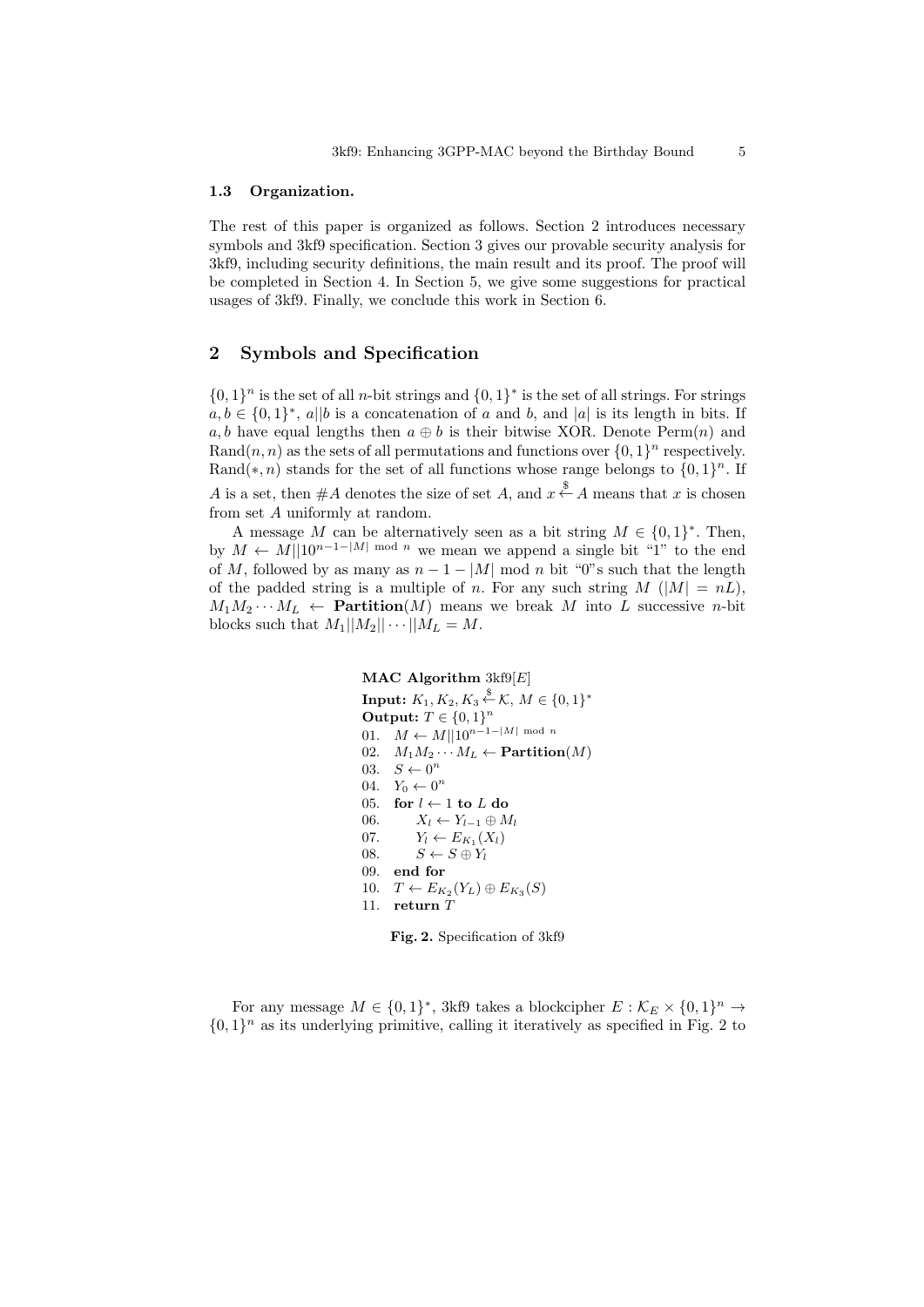### 1.3 Organization.

The rest of this paper is organized as follows. Section 2 introduces necessary symbols and 3kf9 specification. Section 3 gives our provable security analysis for 3kf9, including security definitions, the main result and its proof. The proof will be completed in Section 4. In Section 5, we give some suggestions for practical usages of 3kf9. Finally, we conclude this work in Section 6.

## 2 Symbols and Specification

$\{0,1\}^n$ is the set of all $n$-bit strings and $\{0,1\}^*$ is the set of all strings. For strings $a, b \in \{0,1\}^*$, $a||b$ is a concatenation of $a$ and $b$, and $|a|$ is its length in bits. If $a, b$ have equal lengths then $a \oplus b$ is their bitwise XOR. Denote $\mathrm{Perm}(n)$ and $\mathrm{Rand}(n,n)$ as the sets of all permutations and functions over $\{0,1\}^n$ respectively. $\mathrm{Rand}(*,n)$ stands for the set of all functions whose range belongs to $\{0,1\}^n$. If $A$ is a set, then $\#A$ denotes the size of set $A$, and $x \xleftarrow{\$} A$ means that $x$ is chosen from set $A$ uniformly at random.

A message $M$ can be alternatively seen as a bit string $M \in \{0,1\}^*$. Then, by $M \leftarrow M||10^{n-1-|M| \bmod n}$ we mean we append a single bit "1" to the end of $M$, followed by as many as $n-1-|M| \bmod n$ bit "0"s such that the length of the padded string is a multiple of $n$. For any such string $M$ ($|M| = nL$), $M_1M_2\cdots M_L \leftarrow \mathbf{Partition}(M)$ means we break $M$ into $L$ successive $n$-bit blocks such that $M_1||M_2||\cdots||M_L = M$.

**MAC Algorithm** 3kf9$[E]$
**Input:** $K_1, K_2, K_3 \xleftarrow{\$} \mathcal{K}$, $M \in \{0,1\}^*$
**Output:** $T \in \{0,1\}^n$
01. $M \leftarrow M||10^{n-1-|M| \bmod n}$
02. $M_1M_2\cdots M_L \leftarrow \mathbf{Partition}(M)$
03. $S \leftarrow 0^n$
04. $Y_0 \leftarrow 0^n$
05. **for** $l \leftarrow 1$ **to** $L$ **do**
06. $\quad X_l \leftarrow Y_{l-1} \oplus M_l$
07. $\quad Y_l \leftarrow E_{K_1}(X_l)$
08. $\quad S \leftarrow S \oplus Y_l$
09. **end for**
10. $T \leftarrow E_{K_2}(Y_L) \oplus E_{K_3}(S)$
11. **return** $T$

**Fig. 2.** Specification of 3kf9

For any message $M \in \{0,1\}^*$, 3kf9 takes a blockcipher $E : \mathcal{K}_E \times \{0,1\}^n \rightarrow \{0,1\}^n$ as its underlying primitive, calling it iteratively as specified in Fig. 2 to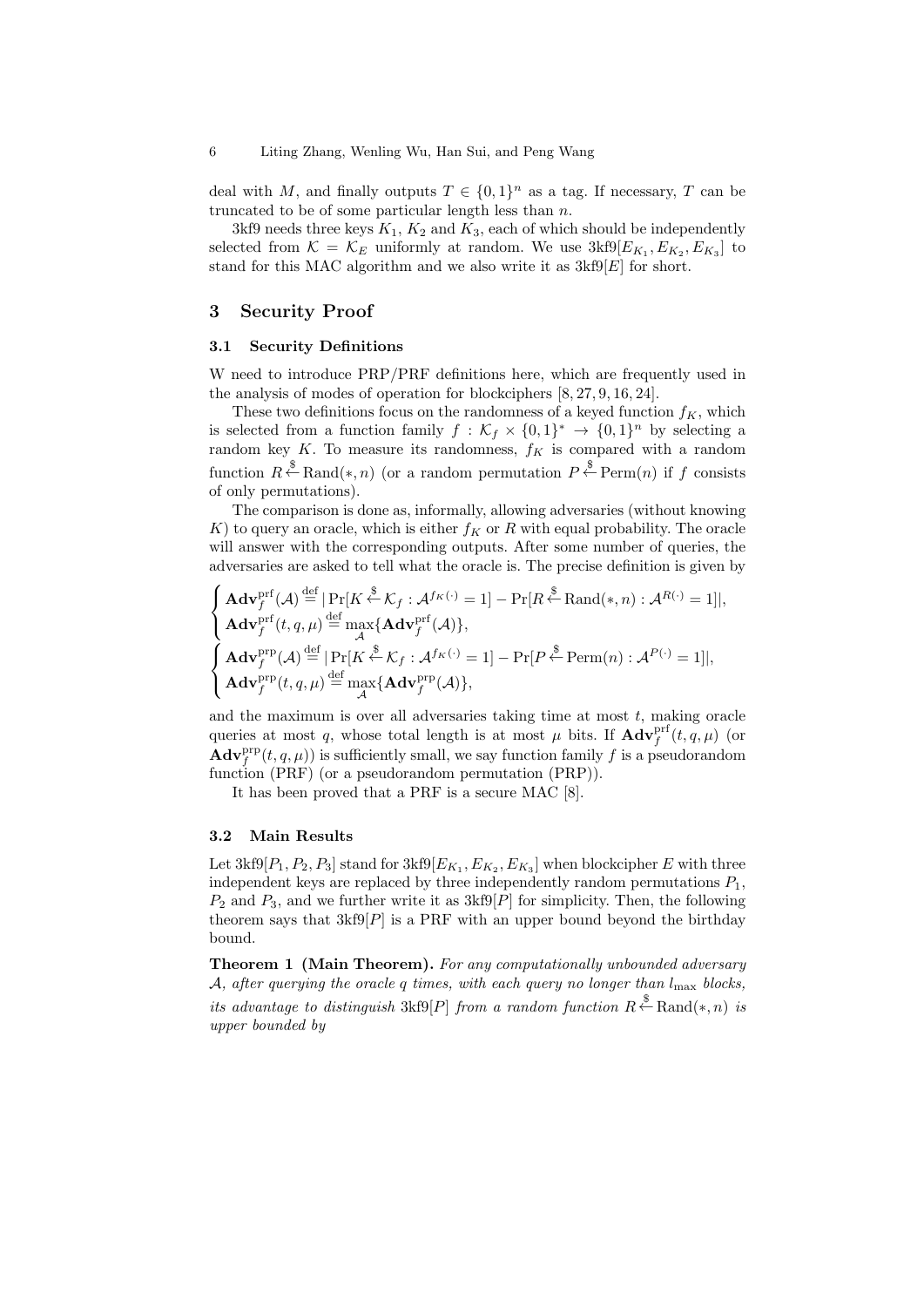deal with $M$, and finally outputs $T \in \{0,1\}^n$ as a tag. If necessary, $T$ can be truncated to be of some particular length less than $n$.

3kf9 needs three keys $K_1$, $K_2$ and $K_3$, each of which should be independently selected from $\mathcal{K} = \mathcal{K}_E$ uniformly at random. We use $\text{3kf9}[E_{K_1}, E_{K_2}, E_{K_3}]$ to stand for this MAC algorithm and we also write it as $\text{3kf9}[E]$ for short.

## 3 Security Proof

### 3.1 Security Definitions

W need to introduce PRP/PRF definitions here, which are frequently used in the analysis of modes of operation for blockciphers [8, 27, 9, 16, 24].

These two definitions focus on the randomness of a keyed function $f_K$, which is selected from a function family $f : \mathcal{K}_f \times \{0,1\}^* \to \{0,1\}^n$ by selecting a random key $K$. To measure its randomness, $f_K$ is compared with a random function $R \xleftarrow{\$} \text{Rand}(*, n)$ (or a random permutation $P \xleftarrow{\$} \text{Perm}(n)$ if $f$ consists of only permutations).

The comparison is done as, informally, allowing adversaries (without knowing $K$) to query an oracle, which is either $f_K$ or $R$ with equal probability. The oracle will answer with the corresponding outputs. After some number of queries, the adversaries are asked to tell what the oracle is. The precise definition is given by

$$\begin{cases} \mathbf{Adv}_f^{\text{prf}}(\mathcal{A}) \stackrel{\text{def}}{=} |\Pr[K \xleftarrow{\$} \mathcal{K}_f : \mathcal{A}^{f_K(\cdot)} = 1] - \Pr[R \xleftarrow{\$} \text{Rand}(*, n) : \mathcal{A}^{R(\cdot)} = 1]|, \\ \mathbf{Adv}_f^{\text{prf}}(t, q, \mu) \stackrel{\text{def}}{=} \max_{\mathcal{A}} \{\mathbf{Adv}_f^{\text{prf}}(\mathcal{A})\}, \end{cases}$$

$$\begin{cases} \mathbf{Adv}_f^{\text{prp}}(\mathcal{A}) \stackrel{\text{def}}{=} |\Pr[K \xleftarrow{\$} \mathcal{K}_f : \mathcal{A}^{f_K(\cdot)} = 1] - \Pr[P \xleftarrow{\$} \text{Perm}(n) : \mathcal{A}^{P(\cdot)} = 1]|, \\ \mathbf{Adv}_f^{\text{prp}}(t, q, \mu) \stackrel{\text{def}}{=} \max_{\mathcal{A}} \{\mathbf{Adv}_f^{\text{prp}}(\mathcal{A})\}, \end{cases}$$

and the maximum is over all adversaries taking time at most $t$, making oracle queries at most $q$, whose total length is at most $\mu$ bits. If $\mathbf{Adv}_f^{\text{prf}}(t, q, \mu)$ (or $\mathbf{Adv}_f^{\text{prp}}(t, q, \mu)$) is sufficiently small, we say function family $f$ is a pseudorandom function (PRF) (or a pseudorandom permutation (PRP)).

It has been proved that a PRF is a secure MAC [8].

### 3.2 Main Results

Let $\text{3kf9}[P_1, P_2, P_3]$ stand for $\text{3kf9}[E_{K_1}, E_{K_2}, E_{K_3}]$ when blockcipher $E$ with three independent keys are replaced by three independently random permutations $P_1$, $P_2$ and $P_3$, and we further write it as $\text{3kf9}[P]$ for simplicity. Then, the following theorem says that $\text{3kf9}[P]$ is a PRF with an upper bound beyond the birthday bound.

**Theorem 1 (Main Theorem).** *For any computationally unbounded adversary $\mathcal{A}$, after querying the oracle $q$ times, with each query no longer than $l_{\max}$ blocks, its advantage to distinguish $\text{3kf9}[P]$ from a random function $R \xleftarrow{\$} \text{Rand}(*, n)$ is upper bounded by*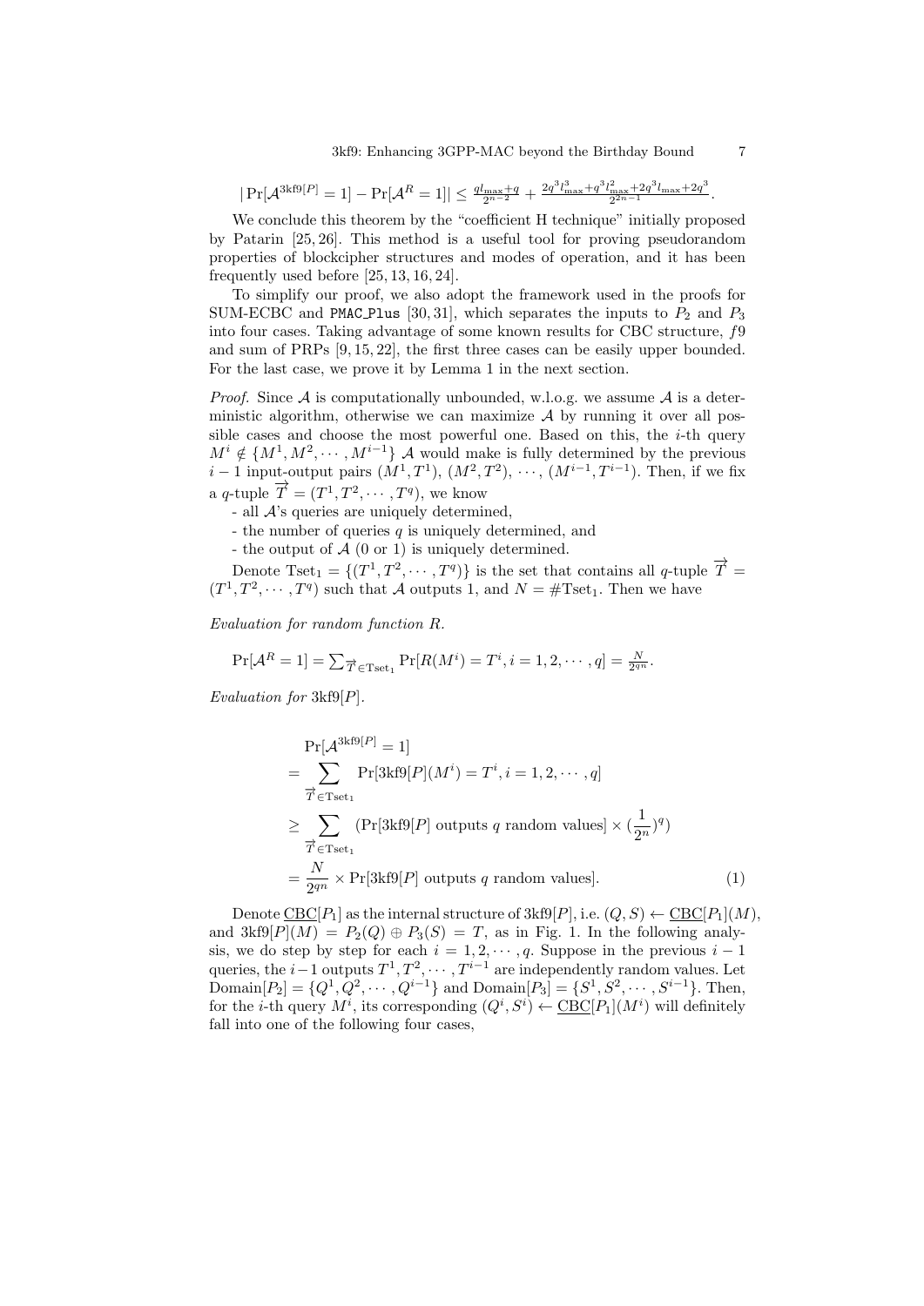$|\Pr[\mathcal{A}^{\text{3kf9}[P]} = 1] - \Pr[\mathcal{A}^R = 1]| \leq \frac{ql_{\max}+q}{2^{n-2}} + \frac{2q^3l_{\max}^3+q^3l_{\max}^2+2q^3l_{\max}+2q^3}{2^{2n-1}}$.

We conclude this theorem by the "coefficient H technique" initially proposed by Patarin [25, 26]. This method is a useful tool for proving pseudorandom properties of blockcipher structures and modes of operation, and it has been frequently used before [25, 13, 16, 24].

To simplify our proof, we also adopt the framework used in the proofs for SUM-ECBC and PMAC_Plus [30, 31], which separates the inputs to $P_2$ and $P_3$ into four cases. Taking advantage of some known results for CBC structure, $f9$ and sum of PRPs [9, 15, 22], the first three cases can be easily upper bounded. For the last case, we prove it by Lemma 1 in the next section.

*Proof.* Since $\mathcal{A}$ is computationally unbounded, w.l.o.g. we assume $\mathcal{A}$ is a deterministic algorithm, otherwise we can maximize $\mathcal{A}$ by running it over all possible cases and choose the most powerful one. Based on this, the $i$-th query $M^i \notin \{M^1, M^2, \cdots, M^{i-1}\}$ $\mathcal{A}$ would make is fully determined by the previous $i-1$ input-output pairs $(M^1, T^1)$, $(M^2, T^2)$, $\cdots$, $(M^{i-1}, T^{i-1})$. Then, if we fix a $q$-tuple $\overrightarrow{T} = (T^1, T^2, \cdots, T^q)$, we know

- all $\mathcal{A}$'s queries are uniquely determined,
- the number of queries $q$ is uniquely determined, and
- the output of $\mathcal{A}$ (0 or 1) is uniquely determined.

Denote $\text{Tset}_1 = \{(T^1, T^2, \cdots, T^q)\}$ is the set that contains all $q$-tuple $\overrightarrow{T} = (T^1, T^2, \cdots, T^q)$ such that $\mathcal{A}$ outputs 1, and $N = \#\text{Tset}_1$. Then we have

*Evaluation for random function $R$.*

$$\Pr[\mathcal{A}^R = 1] = \sum_{\overrightarrow{T} \in \text{Tset}_1} \Pr[R(M^i) = T^i, i = 1, 2, \cdots, q] = \frac{N}{2^{qn}}.$$

*Evaluation for 3kf9$[P]$.*

$$\begin{aligned}
&\Pr[\mathcal{A}^{\text{3kf9}[P]} = 1] \\
&= \sum_{\overrightarrow{T} \in \text{Tset}_1} \Pr[\text{3kf9}[P](M^i) = T^i, i = 1, 2, \cdots, q] \\
&\geq \sum_{\overrightarrow{T} \in \text{Tset}_1} (\Pr[\text{3kf9}[P] \text{ outputs } q \text{ random values}] \times (\frac{1}{2^n})^q) \\
&= \frac{N}{2^{qn}} \times \Pr[\text{3kf9}[P] \text{ outputs } q \text{ random values}]. \qquad (1)
\end{aligned}$$

Denote $\underline{\text{CBC}}[P_1]$ as the internal structure of 3kf9$[P]$, i.e. $(Q, S) \leftarrow \underline{\text{CBC}}[P_1](M)$, and $\text{3kf9}[P](M) = P_2(Q) \oplus P_3(S) = T$, as in Fig. 1. In the following analysis, we do step by step for each $i = 1, 2, \cdots, q$. Suppose in the previous $i-1$ queries, the $i-1$ outputs $T^1, T^2, \cdots, T^{i-1}$ are independently random values. Let $\text{Domain}[P_2] = \{Q^1, Q^2, \cdots, Q^{i-1}\}$ and $\text{Domain}[P_3] = \{S^1, S^2, \cdots, S^{i-1}\}$. Then, for the $i$-th query $M^i$, its corresponding $(Q^i, S^i) \leftarrow \underline{\text{CBC}}[P_1](M^i)$ will definitely fall into one of the following four cases,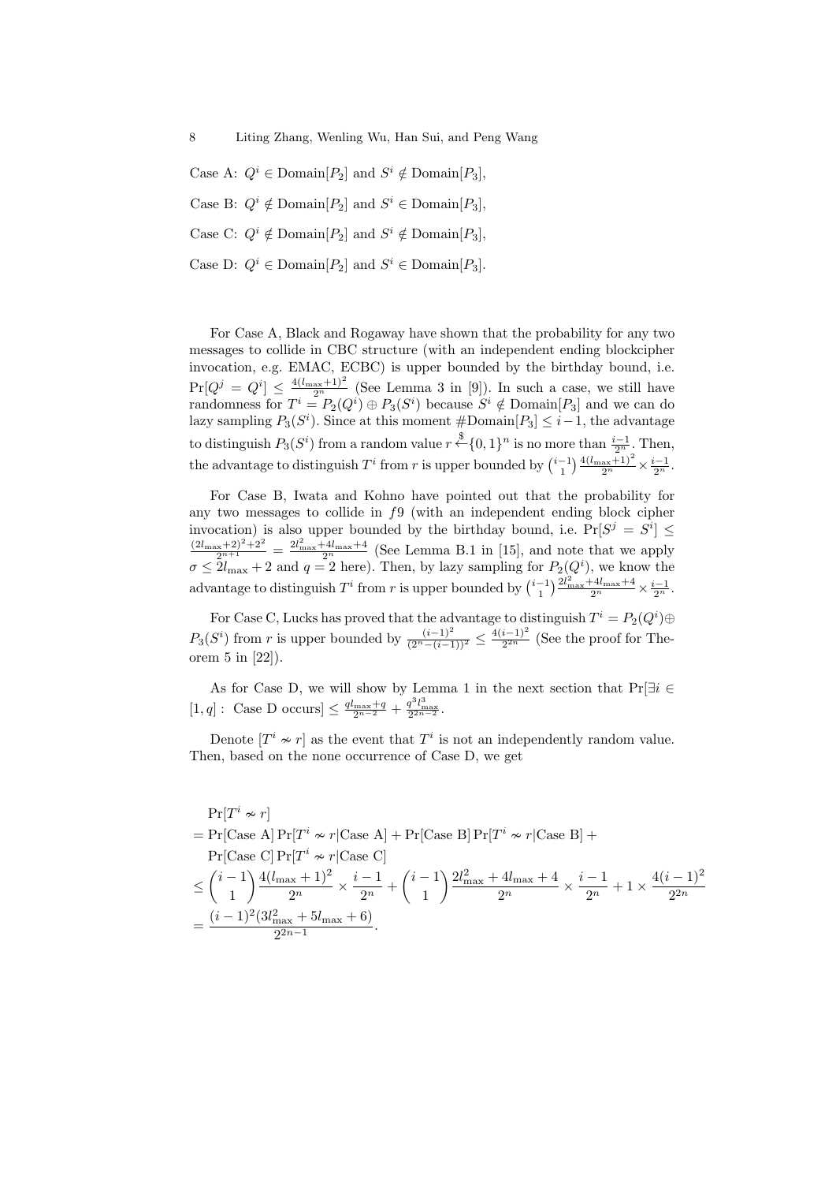Case A: $Q^i \in \text{Domain}[P_2]$ and $S^i \notin \text{Domain}[P_3]$,

Case B: $Q^i \notin \text{Domain}[P_2]$ and $S^i \in \text{Domain}[P_3]$,

Case C: $Q^i \notin \text{Domain}[P_2]$ and $S^i \notin \text{Domain}[P_3]$,

Case D: $Q^i \in \text{Domain}[P_2]$ and $S^i \in \text{Domain}[P_3]$.

For Case A, Black and Rogaway have shown that the probability for any two messages to collide in CBC structure (with an independent ending blockcipher invocation, e.g. EMAC, ECBC) is upper bounded by the birthday bound, i.e. $\Pr[Q^j = Q^i] \leq \frac{4(l_{\max}+1)^2}{2^n}$ (See Lemma 3 in [9]). In such a case, we still have randomness for $T^i = P_2(Q^i) \oplus P_3(S^i)$ because $S^i \notin \text{Domain}[P_3]$ and we can do lazy sampling $P_3(S^i)$. Since at this moment $\#\text{Domain}[P_3] \leq i-1$, the advantage to distinguish $P_3(S^i)$ from a random value $r \xleftarrow{\$} \{0,1\}^n$ is no more than $\frac{i-1}{2^n}$. Then, the advantage to distinguish $T^i$ from $r$ is upper bounded by $\binom{i-1}{1}\frac{4(l_{\max}+1)^2}{2^n} \times \frac{i-1}{2^n}$.

For Case B, Iwata and Kohno have pointed out that the probability for any two messages to collide in $f9$ (with an independent ending block cipher invocation) is also upper bounded by the birthday bound, i.e. $\Pr[S^j = S^i] \leq \frac{(2l_{\max}+2)^2+2^2}{2^{n+1}} = \frac{2l_{\max}^2+4l_{\max}+4}{2^n}$ (See Lemma B.1 in [15], and note that we apply $\sigma \leq 2l_{\max}+2$ and $q=2$ here). Then, by lazy sampling for $P_2(Q^i)$, we know the advantage to distinguish $T^i$ from $r$ is upper bounded by $\binom{i-1}{1}\frac{2l_{\max}^2+4l_{\max}+4}{2^n} \times \frac{i-1}{2^n}$.

For Case C, Lucks has proved that the advantage to distinguish $T^i = P_2(Q^i) \oplus P_3(S^i)$ from $r$ is upper bounded by $\frac{(i-1)^2}{(2^n-(i-1))^2} \leq \frac{4(i-1)^2}{2^{2n}}$ (See the proof for Theorem 5 in [22]).

As for Case D, we will show by Lemma 1 in the next section that $\Pr[\exists i \in [1,q]: \text{ Case D occurs}] \leq \frac{ql_{\max}+q}{2^{n-2}} + \frac{q^3 l_{\max}^3}{2^{2n-2}}$.

Denote $[T^i \nsim r]$ as the event that $T^i$ is not an independently random value. Then, based on the none occurrence of Case D, we get

$$
\begin{aligned}
&\Pr[T^i \nsim r] \\
&= \Pr[\text{Case A}]\Pr[T^i \nsim r|\text{Case A}] + \Pr[\text{Case B}]\Pr[T^i \nsim r|\text{Case B}] + \\
&\quad \Pr[\text{Case C}]\Pr[T^i \nsim r|\text{Case C}] \\
&\leq \binom{i-1}{1}\frac{4(l_{\max}+1)^2}{2^n} \times \frac{i-1}{2^n} + \binom{i-1}{1}\frac{2l_{\max}^2+4l_{\max}+4}{2^n} \times \frac{i-1}{2^n} + 1 \times \frac{4(i-1)^2}{2^{2n}} \\
&= \frac{(i-1)^2(3l_{\max}^2+5l_{\max}+6)}{2^{2n-1}}.
\end{aligned}
$$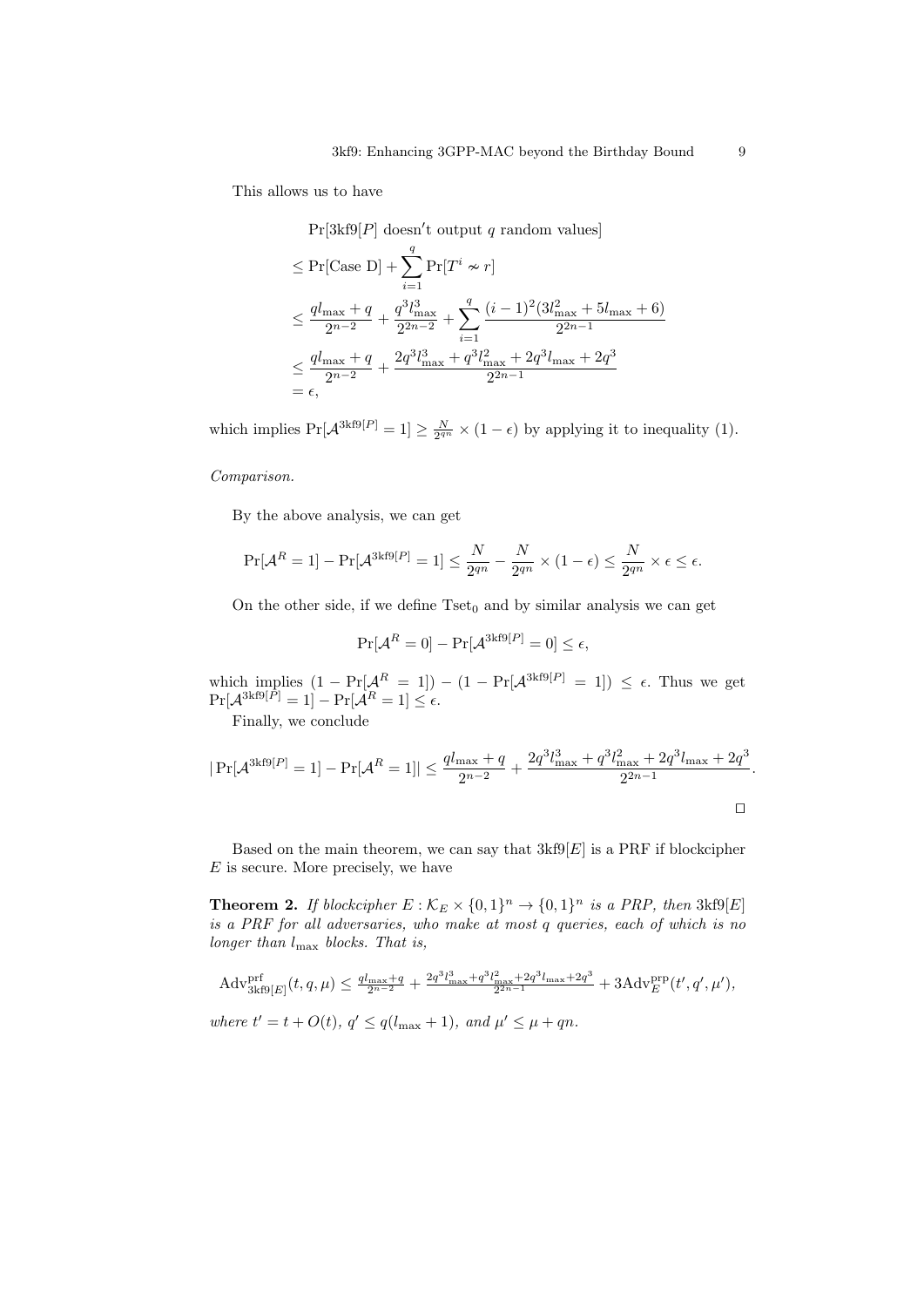This allows us to have

$$
\begin{aligned}
&\Pr[\text{3kf9}[P] \text{ doesn't output } q \text{ random values}] \\
&\leq \Pr[\text{Case D}] + \sum_{i=1}^{q} \Pr[T^i \nsim r] \\
&\leq \frac{ql_{\max} + q}{2^{n-2}} + \frac{q^3 l_{\max}^3}{2^{2n-2}} + \sum_{i=1}^{q} \frac{(i-1)^2(3l_{\max}^2 + 5l_{\max} + 6)}{2^{2n-1}} \\
&\leq \frac{ql_{\max} + q}{2^{n-2}} + \frac{2q^3 l_{\max}^3 + q^3 l_{\max}^2 + 2q^3 l_{\max} + 2q^3}{2^{2n-1}} \\
&= \epsilon,
\end{aligned}
$$

which implies $\Pr[\mathcal{A}^{\text{3kf9}[P]} = 1] \geq \frac{N}{2^{qn}} \times (1 - \epsilon)$ by applying it to inequality (1).

*Comparison.*

By the above analysis, we can get

$$
\Pr[\mathcal{A}^R = 1] - \Pr[\mathcal{A}^{\text{3kf9}[P]} = 1] \leq \frac{N}{2^{qn}} - \frac{N}{2^{qn}} \times (1 - \epsilon) \leq \frac{N}{2^{qn}} \times \epsilon \leq \epsilon.
$$

On the other side, if we define $\text{Tset}_0$ and by similar analysis we can get

$$
\Pr[\mathcal{A}^R = 0] - \Pr[\mathcal{A}^{\text{3kf9}[P]} = 0] \leq \epsilon,
$$

which implies $(1 - \Pr[\mathcal{A}^R = 1]) - (1 - \Pr[\mathcal{A}^{\text{3kf9}[P]} = 1]) \leq \epsilon$. Thus we get $\Pr[\mathcal{A}^{\text{3kf9}[P]} = 1] - \Pr[\mathcal{A}^R = 1] \leq \epsilon$.

Finally, we conclude

$$
|\Pr[\mathcal{A}^{\text{3kf9}[P]} = 1] - \Pr[\mathcal{A}^R = 1]| \leq \frac{ql_{\max} + q}{2^{n-2}} + \frac{2q^3 l_{\max}^3 + q^3 l_{\max}^2 + 2q^3 l_{\max} + 2q^3}{2^{2n-1}}.
$$

□

Based on the main theorem, we can say that $\text{3kf9}[E]$ is a PRF if blockcipher $E$ is secure. More precisely, we have

**Theorem 2.** *If blockcipher $E : \mathcal{K}_E \times \{0,1\}^n \to \{0,1\}^n$ is a PRP, then $\text{3kf9}[E]$ is a PRF for all adversaries, who make at most $q$ queries, each of which is no longer than $l_{\max}$ blocks. That is,*

$$
\text{Adv}_{\text{3kf9}[E]}^{\text{prf}}(t, q, \mu) \leq \frac{ql_{\max}+q}{2^{n-2}} + \frac{2q^3 l_{\max}^3 + q^3 l_{\max}^2 + 2q^3 l_{\max} + 2q^3}{2^{2n-1}} + 3\text{Adv}_E^{\text{prp}}(t', q', \mu'),
$$

*where $t' = t + O(t)$, $q' \leq q(l_{\max} + 1)$, and $\mu' \leq \mu + qn$.*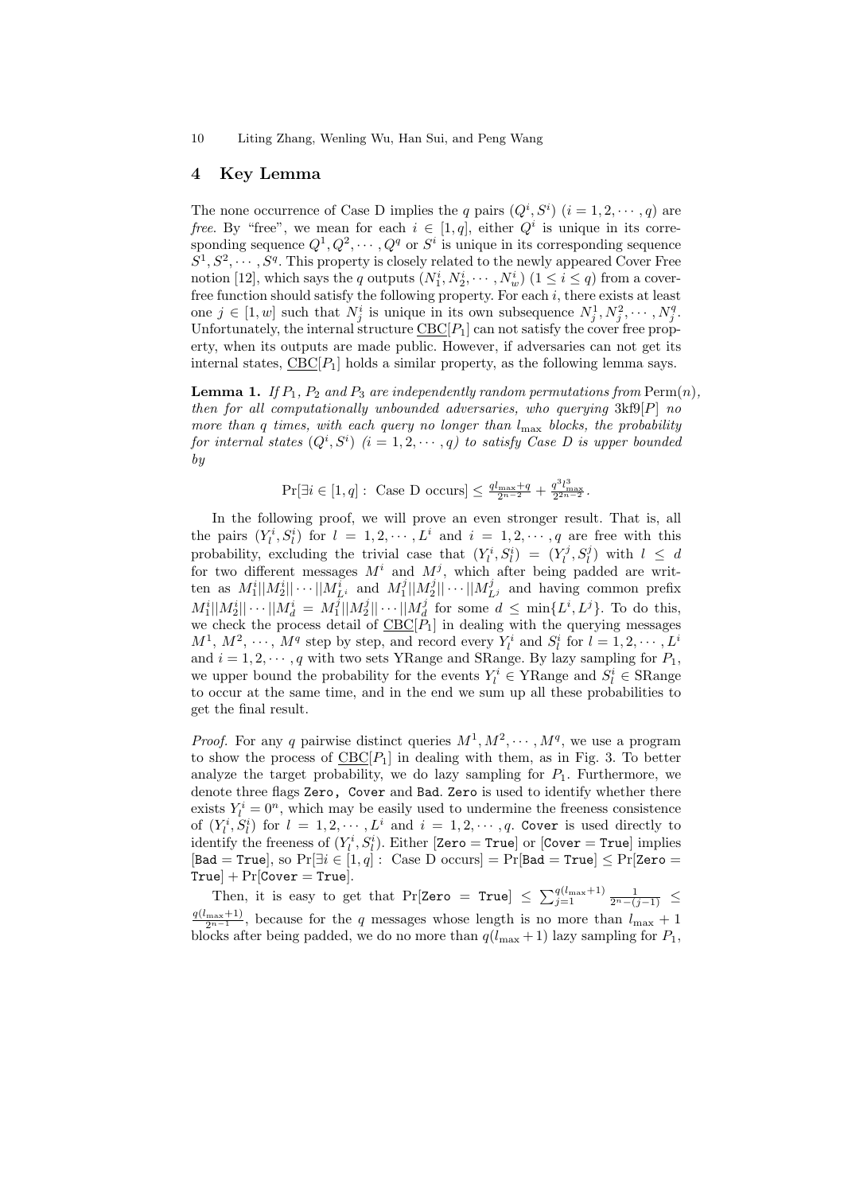## 4 Key Lemma

The none occurrence of Case D implies the $q$ pairs $(Q^i, S^i)$ $(i = 1, 2, \cdots, q)$ are *free*. By "free", we mean for each $i \in [1, q]$, either $Q^i$ is unique in its corresponding sequence $Q^1, Q^2, \cdots, Q^q$ or $S^i$ is unique in its corresponding sequence $S^1, S^2, \cdots, S^q$. This property is closely related to the newly appeared Cover Free notion [12], which says the $q$ outputs $(N_1^i, N_2^i, \cdots, N_w^i)$ $(1 \le i \le q)$ from a cover-free function should satisfy the following property. For each $i$, there exists at least one $j \in [1, w]$ such that $N_j^i$ is unique in its own subsequence $N_j^1, N_j^2, \cdots, N_j^q$. Unfortunately, the internal structure $\underline{\text{CBC}}[P_1]$ can not satisfy the cover free property, when its outputs are made public. However, if adversaries can not get its internal states, $\underline{\text{CBC}}[P_1]$ holds a similar property, as the following lemma says.

**Lemma 1.** *If $P_1$, $P_2$ and $P_3$ are independently random permutations from $\text{Perm}(n)$, then for all computationally unbounded adversaries, who querying 3kf9$[P]$ no more than $q$ times, with each query no longer than $l_{\max}$ blocks, the probability for internal states $(Q^i, S^i)$ $(i = 1, 2, \cdots, q)$ to satisfy Case D is upper bounded by*

$$\Pr[\exists i \in [1, q] : \text{ Case D occurs}] \le \tfrac{q l_{\max} + q}{2^{n-2}} + \tfrac{q^3 l_{\max}^3}{2^{2n-2}}.$$

In the following proof, we will prove an even stronger result. That is, all the pairs $(Y_l^i, S_l^i)$ for $l = 1, 2, \cdots, L^i$ and $i = 1, 2, \cdots, q$ are free with this probability, excluding the trivial case that $(Y_l^i, S_l^i) = (Y_l^j, S_l^j)$ with $l \le d$ for two different messages $M^i$ and $M^j$, which after being padded are written as $M_1^i||M_2^i||\cdots||M_{L^i}^i$ and $M_1^j||M_2^j||\cdots||M_{L^j}^j$ and having common prefix $M_1^i||M_2^i||\cdots||M_d^i = M_1^j||M_2^j||\cdots||M_d^j$ for some $d \le \min\{L^i, L^j\}$. To do this, we check the process detail of $\underline{\text{CBC}}[P_1]$ in dealing with the querying messages $M^1$, $M^2$, $\cdots$, $M^q$ step by step, and record every $Y_l^i$ and $S_l^i$ for $l = 1, 2, \cdots, L^i$ and $i = 1, 2, \cdots, q$ with two sets YRange and SRange. By lazy sampling for $P_1$, we upper bound the probability for the events $Y_l^i \in$ YRange and $S_l^i \in$ SRange to occur at the same time, and in the end we sum up all these probabilities to get the final result.

*Proof.* For any $q$ pairwise distinct queries $M^1, M^2, \cdots, M^q$, we use a program to show the process of $\underline{\text{CBC}}[P_1]$ in dealing with them, as in Fig. 3. To better analyze the target probability, we do lazy sampling for $P_1$. Furthermore, we denote three flags `Zero`, `Cover` and `Bad`. `Zero` is used to identify whether there exists $Y_l^i = 0^n$, which may be easily used to undermine the freeness consistence of $(Y_l^i, S_l^i)$ for $l = 1, 2, \cdots, L^i$ and $i = 1, 2, \cdots, q$. `Cover` is used directly to identify the freeness of $(Y_l^i, S_l^i)$. Either [`Zero` = `True`] or [`Cover` = `True`] implies [`Bad` = `True`], so $\Pr[\exists i \in [1, q] :$ Case D occurs$] = \Pr[$`Bad` = `True`$] \le \Pr[$`Zero` = `True`$] + \Pr[$`Cover` = `True`$]$.

Then, it is easy to get that $\Pr[$`Zero` = `True`$] \le \sum_{j=1}^{q(l_{\max}+1)} \frac{1}{2^n - (j-1)} \le \frac{q(l_{\max}+1)}{2^{n-1}}$, because for the $q$ messages whose length is no more than $l_{\max} + 1$ blocks after being padded, we do no more than $q(l_{\max} + 1)$ lazy sampling for $P_1$,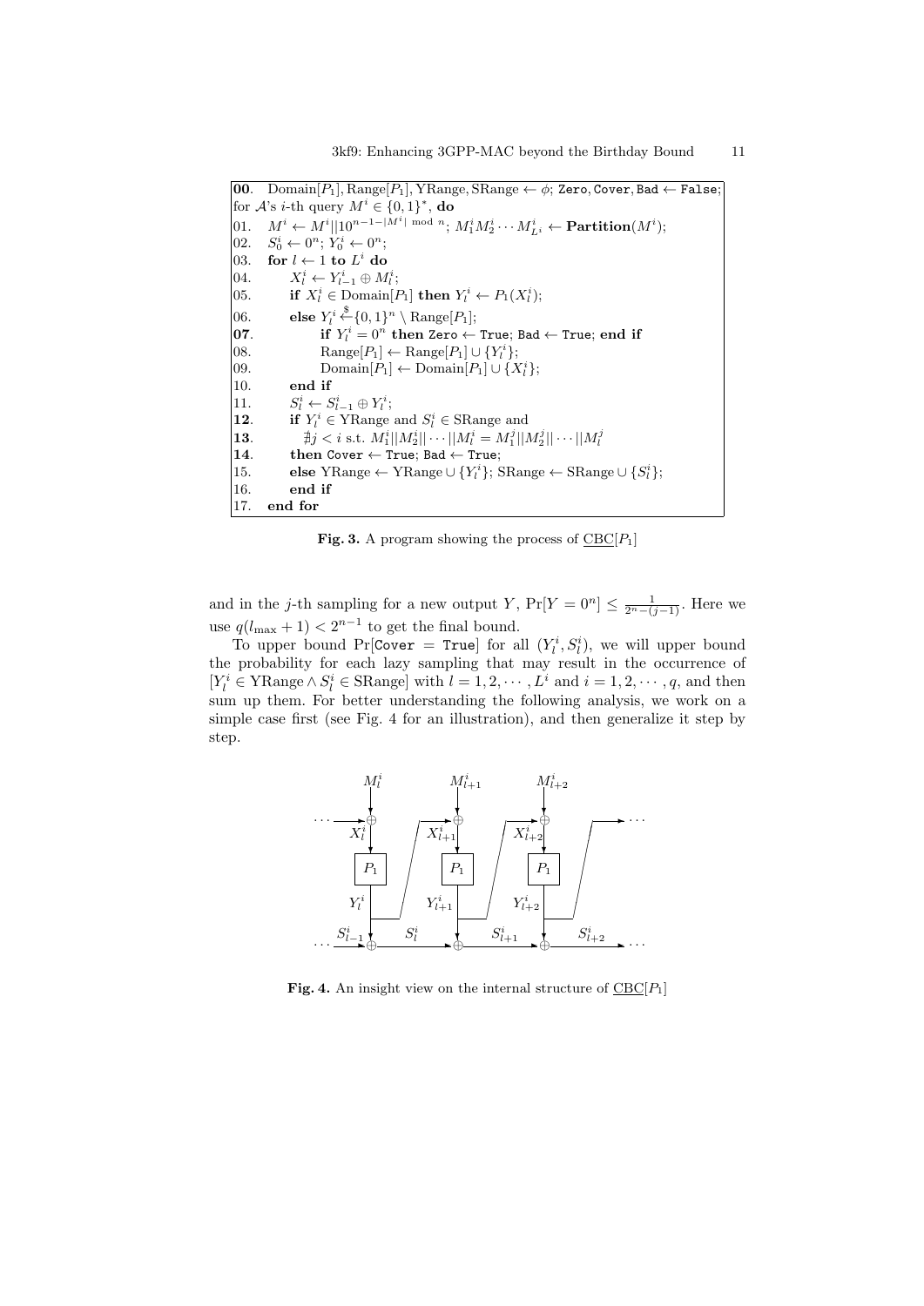```
00.  Domain[P_1], Range[P_1], YRange, SRange ← φ; Zero, Cover, Bad ← False;
for A's i-th query M^i ∈ {0,1}^*, do
01.    M^i ← M^i||10^{n-1-|M^i| mod n}; M^i_1 M^i_2 ··· M^i_{L^i} ← Partition(M^i);
02.    S^i_0 ← 0^n; Y^i_0 ← 0^n;
03.    for l ← 1 to L^i do
04.        X^i_l ← Y^i_{l-1} ⊕ M^i_l;
05.        if X^i_l ∈ Domain[P_1] then Y^i_l ← P_1(X^i_l);
06.        else Y^i_l ←$ {0,1}^n \ Range[P_1];
07.            if Y^i_l = 0^n then Zero ← True; Bad ← True; end if
08.            Range[P_1] ← Range[P_1] ∪ {Y^i_l};
09.            Domain[P_1] ← Domain[P_1] ∪ {X^i_l};
10.        end if
11.        S^i_l ← S^i_{l-1} ⊕ Y^i_l;
12.        if Y^i_l ∈ YRange and S^i_l ∈ SRange and
13.            ∄j < i s.t. M^i_1||M^i_2||···||M^i_l = M^j_1||M^j_2||···||M^j_l
14.        then Cover ← True; Bad ← True;
15.        else YRange ← YRange ∪ {Y^i_l}; SRange ← SRange ∪ {S^i_l};
16.        end if
17.    end for
```

**Fig. 3.** A program showing the process of $\underline{\mathrm{CBC}}[P_1]$

and in the $j$-th sampling for a new output $Y$, $\Pr[Y = 0^n] \leq \frac{1}{2^n-(j-1)}$. Here we use $q(l_{\max}+1) < 2^{n-1}$ to get the final bound.

To upper bound $\Pr[\texttt{Cover} = \texttt{True}]$ for all $(Y^i_l, S^i_l)$, we will upper bound the probability for each lazy sampling that may result in the occurrence of $[Y^i_l \in \mathrm{YRange} \wedge S^i_l \in \mathrm{SRange}]$ with $l = 1, 2, \cdots, L^i$ and $i = 1, 2, \cdots, q$, and then sum up them. For better understanding the following analysis, we work on a simple case first (see Fig. 4 for an illustration), and then generalize it step by step.

**Fig. 4.** An insight view on the internal structure of $\underline{\mathrm{CBC}}[P_1]$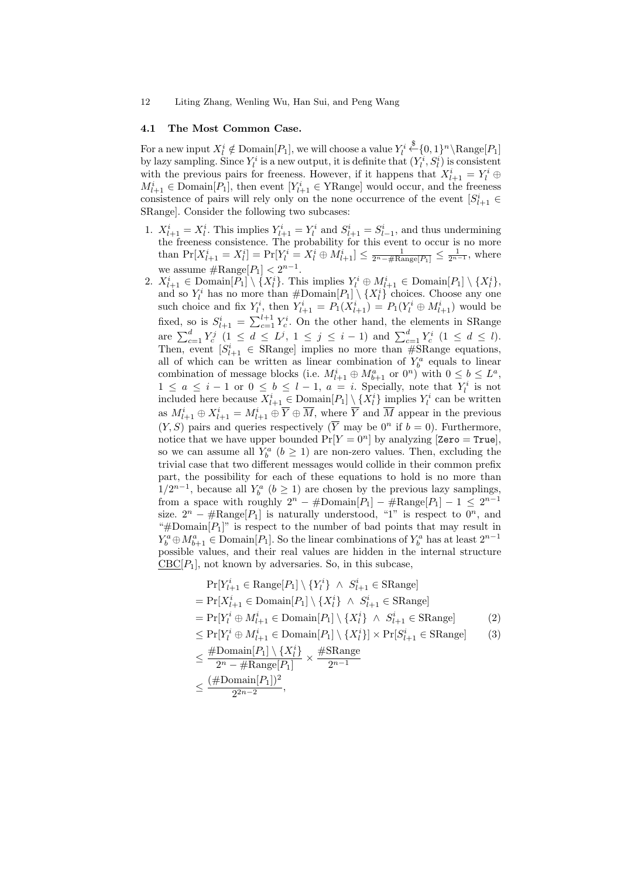### 4.1 The Most Common Case.

For a new input $X_l^i \notin \text{Domain}[P_1]$, we will choose a value $Y_l^i \xleftarrow{\$} \{0,1\}^n \backslash \text{Range}[P_1]$ by lazy sampling. Since $Y_l^i$ is a new output, it is definite that $(Y_l^i, S_l^i)$ is consistent with the previous pairs for freeness. However, if it happens that $X_{l+1}^i = Y_l^i \oplus M_{l+1}^i \in \text{Domain}[P_1]$, then event $[Y_{l+1}^i \in \text{YRange}]$ would occur, and the freeness consistence of pairs will rely only on the none occurrence of the event $[S_{l+1}^i \in \text{SRange}]$. Consider the following two subcases:

1. $X_{l+1}^i = X_l^i$. This implies $Y_{l+1}^i = Y_l^i$ and $S_{l+1}^i = S_{l-1}^i$, and thus undermining the freeness consistence. The probability for this event to occur is no more than $\Pr[X_{l+1}^i = X_l^i] = \Pr[Y_l^i = X_l^i \oplus M_{l+1}^i] \le \frac{1}{2^n - \#\text{Range}[P_1]} \le \frac{1}{2^{n-1}}$, where we assume $\#\text{Range}[P_1] < 2^{n-1}$.
2. $X_{l+1}^i \in \text{Domain}[P_1] \setminus \{X_l^i\}$. This implies $Y_l^i \oplus M_{l+1}^i \in \text{Domain}[P_1] \setminus \{X_l^i\}$, and so $Y_l^i$ has no more than $\#\text{Domain}[P_1] \setminus \{X_l^i\}$ choices. Choose any one such choice and fix $Y_l^i$, then $Y_{l+1}^i = P_1(X_{l+1}^i) = P_1(Y_l^i \oplus M_{l+1}^i)$ would be fixed, so is $S_{l+1}^i = \sum_{c=1}^{l+1} Y_c^i$. On the other hand, the elements in SRange are $\sum_{c=1}^{d} Y_c^j$ ($1 \le d \le L^j$, $1 \le j \le i-1$) and $\sum_{c=1}^{d} Y_c^i$ ($1 \le d \le l$). Then, event $[S_{l+1}^i \in \text{SRange}]$ implies no more than $\#\text{SRange}$ equations, all of which can be written as linear combination of $Y_b^a$ equals to linear combination of message blocks (i.e. $M_{l+1}^i \oplus M_{b+1}^a$ or $0^n$) with $0 \le b \le L^a$, $1 \le a \le i-1$ or $0 \le b \le l-1$, $a = i$. Specially, note that $Y_l^i$ is not included here because $X_{l+1}^i \in \text{Domain}[P_1] \setminus \{X_l^i\}$ implies $Y_l^i$ can be written as $M_{l+1}^i \oplus X_{l+1}^i = M_{l+1}^i \oplus \overline{Y} \oplus \overline{M}$, where $\overline{Y}$ and $\overline{M}$ appear in the previous $(Y, S)$ pairs and queries respectively ($\overline{Y}$ may be $0^n$ if $b = 0$). Furthermore, notice that we have upper bounded $\Pr[Y = 0^n]$ by analyzing [Zero = True], so we can assume all $Y_b^a$ ($b \ge 1$) are non-zero values. Then, excluding the trivial case that two different messages would collide in their common prefix part, the possibility for each of these equations to hold is no more than $1/2^{n-1}$, because all $Y_b^a$ ($b \ge 1$) are chosen by the previous lazy samplings, from a space with roughly $2^n - \#\text{Domain}[P_1] - \#\text{Range}[P_1] - 1 \le 2^{n-1}$ size. $2^n - \#\text{Range}[P_1]$ is naturally understood, "1" is respect to $0^n$, and "$\#\text{Domain}[P_1]$" is respect to the number of bad points that may result in $Y_b^a \oplus M_{b+1}^a \in \text{Domain}[P_1]$. So the linear combinations of $Y_b^a$ has at least $2^{n-1}$ possible values, and their real values are hidden in the internal structure $\underline{\text{CBC}}[P_1]$, not known by adversaries. So, in this subcase,

$$
\begin{aligned}
& \Pr[Y_{l+1}^i \in \text{Range}[P_1] \setminus \{Y_l^i\} \ \wedge \ S_{l+1}^i \in \text{SRange}] \\
&= \Pr[X_{l+1}^i \in \text{Domain}[P_1] \setminus \{X_l^i\} \ \wedge \ S_{l+1}^i \in \text{SRange}] \\
&= \Pr[Y_l^i \oplus M_{l+1}^i \in \text{Domain}[P_1] \setminus \{X_l^i\} \ \wedge \ S_{l+1}^i \in \text{SRange}] \qquad (2) \\
&\le \Pr[Y_l^i \oplus M_{l+1}^i \in \text{Domain}[P_1] \setminus \{X_l^i\}] \times \Pr[S_{l+1}^i \in \text{SRange}] \qquad (3) \\
&\le \frac{\#\text{Domain}[P_1] \setminus \{X_l^i\}}{2^n - \#\text{Range}[P_1]} \times \frac{\#\text{SRange}}{2^{n-1}} \\
&\le \frac{(\#\text{Domain}[P_1])^2}{2^{2n-2}},
\end{aligned}
$$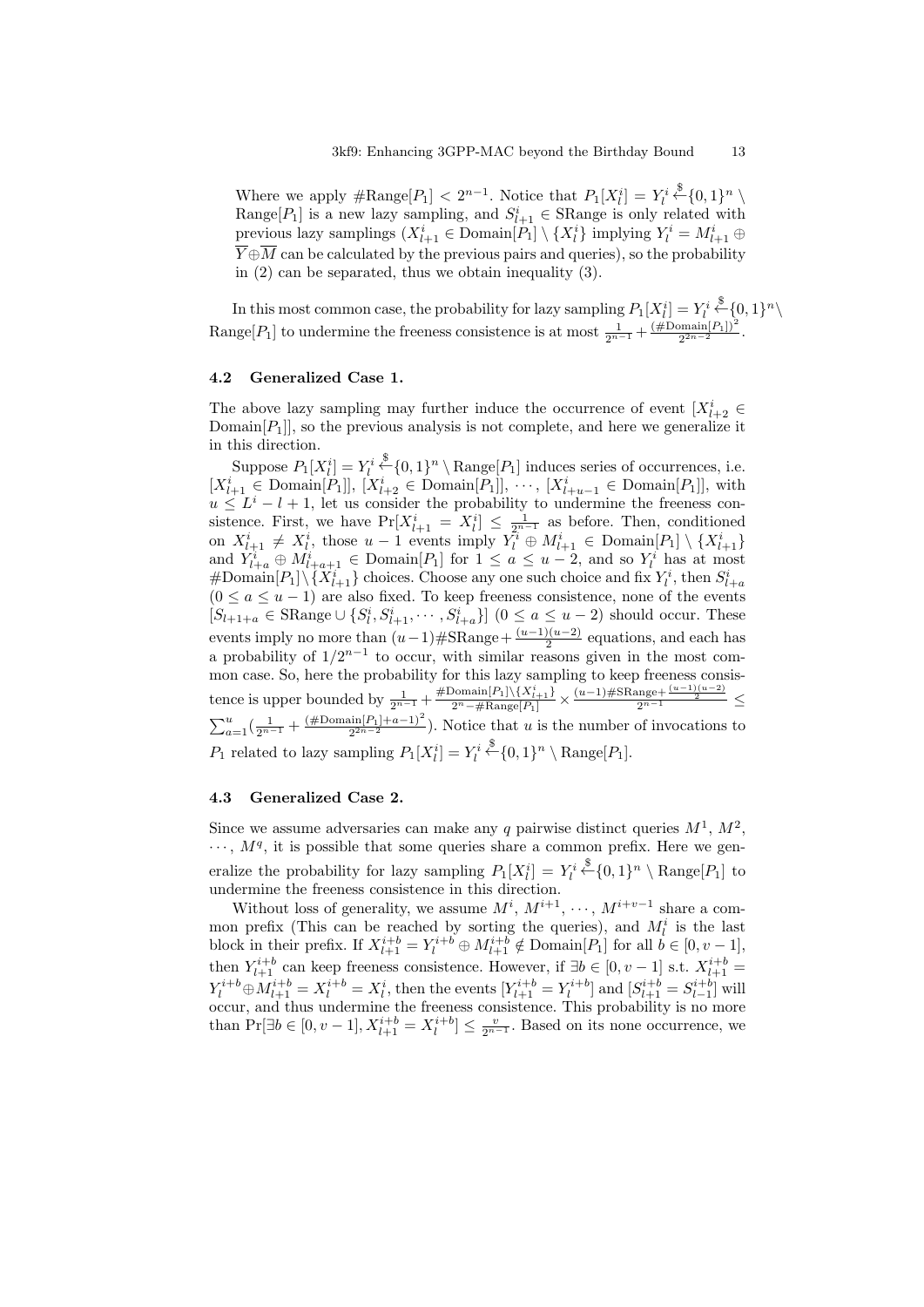Where we apply $\#\text{Range}[P_1] < 2^{n-1}$. Notice that $P_1[X_l^i] = Y_l^i \xleftarrow{\$} \{0,1\}^n \setminus \text{Range}[P_1]$ is a new lazy sampling, and $S_{l+1}^i \in \text{SRange}$ is only related with previous lazy samplings ($X_{l+1}^i \in \text{Domain}[P_1] \setminus \{X_l^i\}$ implying $Y_l^i = M_{l+1}^i \oplus \overline{Y} \oplus \overline{M}$ can be calculated by the previous pairs and queries), so the probability in (2) can be separated, thus we obtain inequality (3).

In this most common case, the probability for lazy sampling $P_1[X_l^i] = Y_l^i \xleftarrow{\$} \{0,1\}^n \setminus \text{Range}[P_1]$ to undermine the freeness consistence is at most $\frac{1}{2^{n-1}} + \frac{(\#\text{Domain}[P_1])^2}{2^{2n-2}}$.

### 4.2 Generalized Case 1.

The above lazy sampling may further induce the occurrence of event $[X_{l+2}^i \in \text{Domain}[P_1]]$, so the previous analysis is not complete, and here we generalize it in this direction.

Suppose $P_1[X_l^i] = Y_l^i \xleftarrow{\$} \{0,1\}^n \setminus \text{Range}[P_1]$ induces series of occurrences, i.e. $[X_{l+1}^i \in \text{Domain}[P_1]]$, $[X_{l+2}^i \in \text{Domain}[P_1]]$, $\cdots$, $[X_{l+u-1}^i \in \text{Domain}[P_1]]$, with $u \le L^i - l + 1$, let us consider the probability to undermine the freeness consistence. First, we have $\Pr[X_{l+1}^i = X_l^i] \le \frac{1}{2^{n-1}}$ as before. Then, conditioned on $X_{l+1}^i \neq X_l^i$, those $u-1$ events imply $Y_l^i \oplus M_{l+1}^i \in \text{Domain}[P_1] \setminus \{X_{l+1}^i\}$ and $Y_{l+a}^i \oplus M_{l+a+1}^i \in \text{Domain}[P_1]$ for $1 \le a \le u-2$, and so $Y_l^i$ has at most $\#\text{Domain}[P_1] \setminus \{X_{l+1}^i\}$ choices. Choose any one such choice and fix $Y_l^i$, then $S_{l+a}^i$ $(0 \le a \le u-1)$ are also fixed. To keep freeness consistence, none of the events $[S_{l+1+a} \in \text{SRange} \cup \{S_l^i, S_{l+1}^i, \cdots, S_{l+a}^i\}]$ $(0 \le a \le u-2)$ should occur. These events imply no more than $(u-1)\#\text{SRange} + \frac{(u-1)(u-2)}{2}$ equations, and each has a probability of $1/2^{n-1}$ to occur, with similar reasons given in the most common case. So, here the probability for this lazy sampling to keep freeness consistence is upper bounded by $\frac{1}{2^{n-1}} + \frac{\#\text{Domain}[P_1] \setminus \{X_{l+1}^i\}}{2^n - \#\text{Range}[P_1]} \times \frac{(u-1)\#\text{SRange} + \frac{(u-1)(u-2)}{2}}{2^{n-1}} \le \sum_{a=1}^{u} \left(\frac{1}{2^{n-1}} + \frac{(\#\text{Domain}[P_1]+a-1)^2}{2^{2n-2}}\right)$. Notice that $u$ is the number of invocations to $P_1$ related to lazy sampling $P_1[X_l^i] = Y_l^i \xleftarrow{\$} \{0,1\}^n \setminus \text{Range}[P_1]$.

### 4.3 Generalized Case 2.

Since we assume adversaries can make any $q$ pairwise distinct queries $M^1$, $M^2$, $\cdots$, $M^q$, it is possible that some queries share a common prefix. Here we generalize the probability for lazy sampling $P_1[X_l^i] = Y_l^i \xleftarrow{\$} \{0,1\}^n \setminus \text{Range}[P_1]$ to undermine the freeness consistence in this direction.

Without loss of generality, we assume $M^i$, $M^{i+1}$, $\cdots$, $M^{i+v-1}$ share a common prefix (This can be reached by sorting the queries), and $M_l^i$ is the last block in their prefix. If $X_{l+1}^{i+b} = Y_l^{i+b} \oplus M_{l+1}^{i+b} \notin \text{Domain}[P_1]$ for all $b \in [0, v-1]$, then $Y_{l+1}^{i+b}$ can keep freeness consistence. However, if $\exists b \in [0, v-1]$ s.t. $X_{l+1}^{i+b} = Y_l^{i+b} \oplus M_{l+1}^{i+b} = X_l^{i+b} = X_l^i$, then the events $[Y_{l+1}^{i+b} = Y_l^{i+b}]$ and $[S_{l+1}^{i+b} = S_{l-1}^{i+b}]$ will occur, and thus undermine the freeness consistence. This probability is no more than $\Pr[\exists b \in [0, v-1], X_{l+1}^{i+b} = X_l^{i+b}] \le \frac{v}{2^{n-1}}$. Based on its none occurrence, we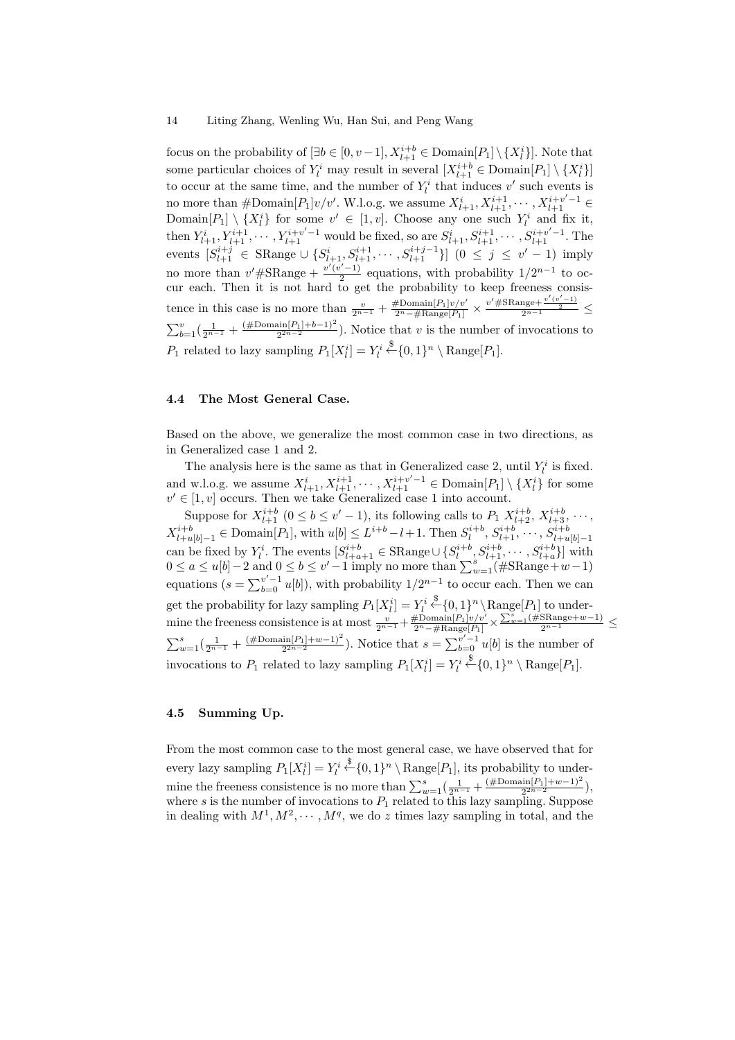focus on the probability of $[\exists b \in [0, v-1], X_{l+1}^{i+b} \in \text{Domain}[P_1] \setminus \{X_l^i\}]$. Note that some particular choices of $Y_l^i$ may result in several $[X_{l+1}^{i+b} \in \text{Domain}[P_1] \setminus \{X_l^i\}]$ to occur at the same time, and the number of $Y_l^i$ that induces $v'$ such events is no more than $\#\text{Domain}[P_1]v/v'$. W.l.o.g. we assume $X_{l+1}^i, X_{l+1}^{i+1}, \cdots, X_{l+1}^{i+v'-1} \in \text{Domain}[P_1] \setminus \{X_l^i\}$ for some $v' \in [1, v]$. Choose any one such $Y_l^i$ and fix it, then $Y_{l+1}^i, Y_{l+1}^{i+1}, \cdots, Y_{l+1}^{i+v'-1}$ would be fixed, so are $S_{l+1}^i, S_{l+1}^{i+1}, \cdots, S_{l+1}^{i+v'-1}$. The events $[S_{l+1}^{i+j} \in \text{SRange} \cup \{S_{l+1}^i, S_{l+1}^{i+1}, \cdots, S_{l+1}^{i+j-1}\}]$ $(0 \le j \le v'-1)$ imply no more than $v'\#\text{SRange} + \frac{v'(v'-1)}{2}$ equations, with probability $1/2^{n-1}$ to occur each. Then it is not hard to get the probability to keep freeness consistence in this case is no more than $\frac{v}{2^{n-1}} + \frac{\#\text{Domain}[P_1]v/v'}{2^n - \#\text{Range}[P_1]} \times \frac{v'\#\text{SRange} + \frac{v'(v'-1)}{2}}{2^{n-1}} \le \sum_{b=1}^{v}(\frac{1}{2^{n-1}} + \frac{(\#\text{Domain}[P_1]+b-1)^2}{2^{2n-2}})$. Notice that $v$ is the number of invocations to $P_1$ related to lazy sampling $P_1[X_l^i] = Y_l^i \xleftarrow{\$} \{0,1\}^n \setminus \text{Range}[P_1]$.

### 4.4 The Most General Case.

Based on the above, we generalize the most common case in two directions, as in Generalized case 1 and 2.

The analysis here is the same as that in Generalized case 2, until $Y_l^i$ is fixed. and w.l.o.g. we assume $X_{l+1}^i, X_{l+1}^{i+1}, \cdots, X_{l+1}^{i+v'-1} \in \text{Domain}[P_1] \setminus \{X_l^i\}$ for some $v' \in [1, v]$ occurs. Then we take Generalized case 1 into account.

Suppose for $X_{l+1}^{i+b}$ $(0 \le b \le v'-1)$, its following calls to $P_1$ $X_{l+2}^{i+b}, X_{l+3}^{i+b}, \cdots, X_{l+u[b]-1}^{i+b} \in \text{Domain}[P_1]$, with $u[b] \le L^{i+b} - l + 1$. Then $S_l^{i+b}, S_{l+1}^{i+b}, \cdots, S_{l+u[b]-1}^{i+b}$ can be fixed by $Y_l^i$. The events $[S_{l+a+1}^{i+b} \in \text{SRange} \cup \{S_l^{i+b}, S_{l+1}^{i+b}, \cdots, S_{l+a}^{i+b}\}]$ with $0 \le a \le u[b]-2$ and $0 \le b \le v'-1$ imply no more than $\sum_{w=1}^{s}(\#\text{SRange}+w-1)$ equations ($s = \sum_{b=0}^{v'-1} u[b]$), with probability $1/2^{n-1}$ to occur each. Then we can get the probability for lazy sampling $P_1[X_l^i] = Y_l^i \xleftarrow{\$} \{0,1\}^n \setminus \text{Range}[P_1]$ to undermine the freeness consistence is at most $\frac{v}{2^{n-1}} + \frac{\#\text{Domain}[P_1]v/v'}{2^n - \#\text{Range}[P_1]} \times \frac{\sum_{w=1}^{s}(\#\text{SRange}+w-1)}{2^{n-1}} \le \sum_{w=1}^{s}(\frac{1}{2^{n-1}} + \frac{(\#\text{Domain}[P_1]+w-1)^2}{2^{2n-2}})$. Notice that $s = \sum_{b=0}^{v'-1} u[b]$ is the number of invocations to $P_1$ related to lazy sampling $P_1[X_l^i] = Y_l^i \xleftarrow{\$} \{0,1\}^n \setminus \text{Range}[P_1]$.

### 4.5 Summing Up.

From the most common case to the most general case, we have observed that for every lazy sampling $P_1[X_l^i] = Y_l^i \xleftarrow{\$} \{0,1\}^n \setminus \text{Range}[P_1]$, its probability to undermine the freeness consistence is no more than $\sum_{w=1}^{s}(\frac{1}{2^{n-1}} + \frac{(\#\text{Domain}[P_1]+w-1)^2}{2^{2n-2}})$, where $s$ is the number of invocations to $P_1$ related to this lazy sampling. Suppose in dealing with $M^1, M^2, \cdots, M^q$, we do $z$ times lazy sampling in total, and the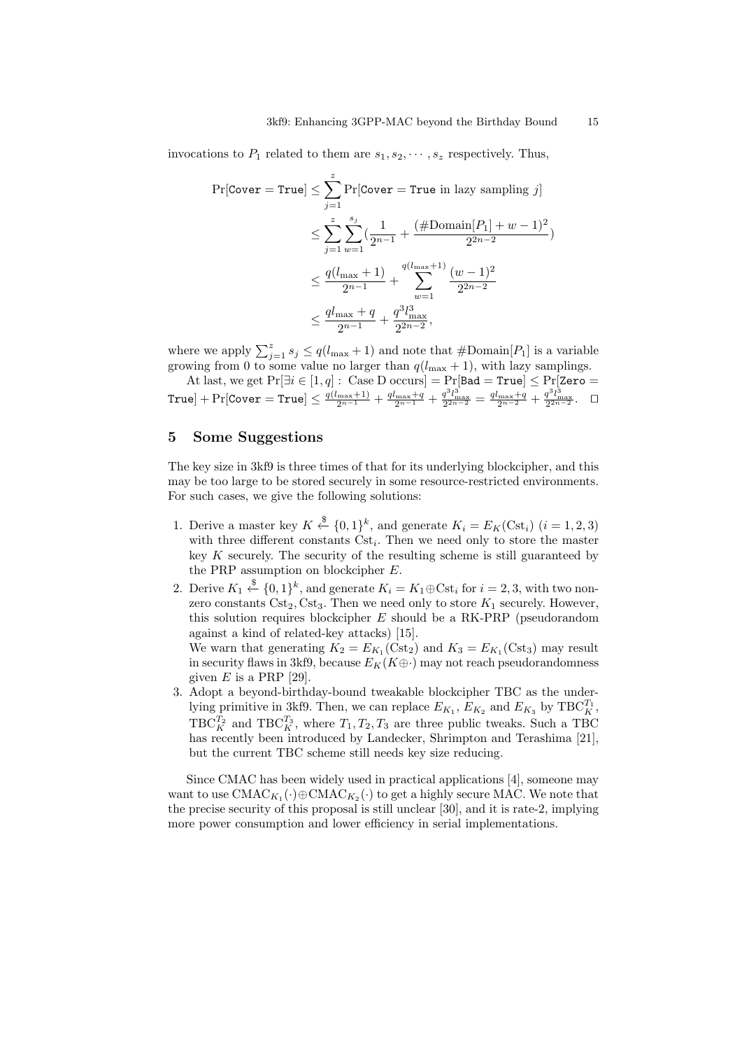invocations to $P_1$ related to them are $s_1, s_2, \cdots, s_z$ respectively. Thus,

$$
\begin{aligned}
\Pr[\texttt{Cover} = \texttt{True}] &\leq \sum_{j=1}^{z} \Pr[\texttt{Cover} = \texttt{True} \text{ in lazy sampling } j] \\
&\leq \sum_{j=1}^{z} \sum_{w=1}^{s_j} \left(\frac{1}{2^{n-1}} + \frac{(\#\text{Domain}[P_1] + w - 1)^2}{2^{2n-2}}\right) \\
&\leq \frac{q(l_{\max}+1)}{2^{n-1}} + \sum_{w=1}^{q(l_{\max}+1)} \frac{(w-1)^2}{2^{2n-2}} \\
&\leq \frac{ql_{\max}+q}{2^{n-1}} + \frac{q^3 l_{\max}^3}{2^{2n-2}},
\end{aligned}
$$

where we apply $\sum_{j=1}^{z} s_j \leq q(l_{\max}+1)$ and note that $\#\text{Domain}[P_1]$ is a variable growing from 0 to some value no larger than $q(l_{\max}+1)$, with lazy samplings.

At last, we get $\Pr[\exists i \in [1,q] : \text{ Case D occurs}] = \Pr[\texttt{Bad} = \texttt{True}] \leq \Pr[\texttt{Zero} = \texttt{True}] + \Pr[\texttt{Cover} = \texttt{True}] \leq \frac{q(l_{\max}+1)}{2^{n-1}} + \frac{ql_{\max}+q}{2^{n-1}} + \frac{q^3 l_{\max}^3}{2^{2n-2}} = \frac{ql_{\max}+q}{2^{n-2}} + \frac{q^3 l_{\max}^3}{2^{2n-2}}$. $\square$

## 5 Some Suggestions

The key size in 3kf9 is three times of that for its underlying blockcipher, and this may be too large to be stored securely in some resource-restricted environments. For such cases, we give the following solutions:

1. Derive a master key $K \xleftarrow{\$} \{0,1\}^k$, and generate $K_i = E_K(\text{Cst}_i)$ $(i = 1,2,3)$ with three different constants $\text{Cst}_i$. Then we need only to store the master key $K$ securely. The security of the resulting scheme is still guaranteed by the PRP assumption on blockcipher $E$.
2. Derive $K_1 \xleftarrow{\$} \{0,1\}^k$, and generate $K_i = K_1 \oplus \text{Cst}_i$ for $i = 2,3$, with two non-zero constants $\text{Cst}_2, \text{Cst}_3$. Then we need only to store $K_1$ securely. However, this solution requires blockcipher $E$ should be a RK-PRP (pseudorandom against a kind of related-key attacks) [15].
   We warn that generating $K_2 = E_{K_1}(\text{Cst}_2)$ and $K_3 = E_{K_1}(\text{Cst}_3)$ may result in security flaws in 3kf9, because $E_K(K \oplus \cdot)$ may not reach pseudorandomness given $E$ is a PRP [29].
3. Adopt a beyond-birthday-bound tweakable blockcipher TBC as the underlying primitive in 3kf9. Then, we can replace $E_{K_1}$, $E_{K_2}$ and $E_{K_3}$ by $\text{TBC}_K^{T_1}$, $\text{TBC}_K^{T_2}$ and $\text{TBC}_K^{T_3}$, where $T_1, T_2, T_3$ are three public tweaks. Such a TBC has recently been introduced by Landecker, Shrimpton and Terashima [21], but the current TBC scheme still needs key size reducing.

Since CMAC has been widely used in practical applications [4], someone may want to use $\text{CMAC}_{K_1}(\cdot) \oplus \text{CMAC}_{K_2}(\cdot)$ to get a highly secure MAC. We note that the precise security of this proposal is still unclear [30], and it is rate-2, implying more power consumption and lower efficiency in serial implementations.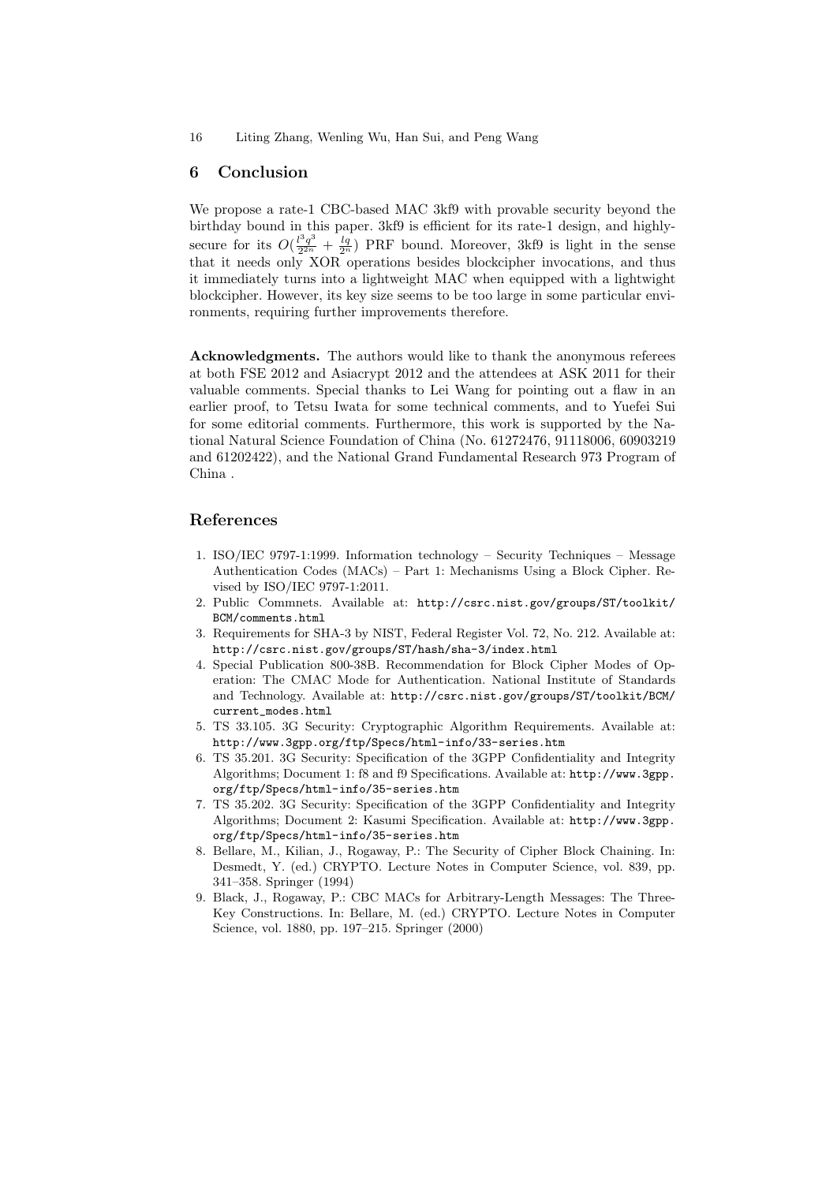## 6 Conclusion

We propose a rate-1 CBC-based MAC 3kf9 with provable security beyond the birthday bound in this paper. 3kf9 is efficient for its rate-1 design, and highly-secure for its $O(\frac{l^3q^3}{2^{2n}} + \frac{lq}{2^n})$ PRF bound. Moreover, 3kf9 is light in the sense that it needs only XOR operations besides blockcipher invocations, and thus it immediately turns into a lightweight MAC when equipped with a lightwight blockcipher. However, its key size seems to be too large in some particular environments, requiring further improvements therefore.

**Acknowledgments.** The authors would like to thank the anonymous referees at both FSE 2012 and Asiacrypt 2012 and the attendees at ASK 2011 for their valuable comments. Special thanks to Lei Wang for pointing out a flaw in an earlier proof, to Tetsu Iwata for some technical comments, and to Yuefei Sui for some editorial comments. Furthermore, this work is supported by the National Natural Science Foundation of China (No. 61272476, 91118006, 60903219 and 61202422), and the National Grand Fundamental Research 973 Program of China .

## References

1. ISO/IEC 9797-1:1999. Information technology – Security Techniques – Message Authentication Codes (MACs) – Part 1: Mechanisms Using a Block Cipher. Revised by ISO/IEC 9797-1:2011.
2. Public Commnets. Available at: http://csrc.nist.gov/groups/ST/toolkit/BCM/comments.html
3. Requirements for SHA-3 by NIST, Federal Register Vol. 72, No. 212. Available at: http://csrc.nist.gov/groups/ST/hash/sha-3/index.html
4. Special Publication 800-38B. Recommendation for Block Cipher Modes of Operation: The CMAC Mode for Authentication. National Institute of Standards and Technology. Available at: http://csrc.nist.gov/groups/ST/toolkit/BCM/current_modes.html
5. TS 33.105. 3G Security: Cryptographic Algorithm Requirements. Available at: http://www.3gpp.org/ftp/Specs/html-info/33-series.htm
6. TS 35.201. 3G Security: Specification of the 3GPP Confidentiality and Integrity Algorithms; Document 1: f8 and f9 Specifications. Available at: http://www.3gpp.org/ftp/Specs/html-info/35-series.htm
7. TS 35.202. 3G Security: Specification of the 3GPP Confidentiality and Integrity Algorithms; Document 2: Kasumi Specification. Available at: http://www.3gpp.org/ftp/Specs/html-info/35-series.htm
8. Bellare, M., Kilian, J., Rogaway, P.: The Security of Cipher Block Chaining. In: Desmedt, Y. (ed.) CRYPTO. Lecture Notes in Computer Science, vol. 839, pp. 341–358. Springer (1994)
9. Black, J., Rogaway, P.: CBC MACs for Arbitrary-Length Messages: The Three-Key Constructions. In: Bellare, M. (ed.) CRYPTO. Lecture Notes in Computer Science, vol. 1880, pp. 197–215. Springer (2000)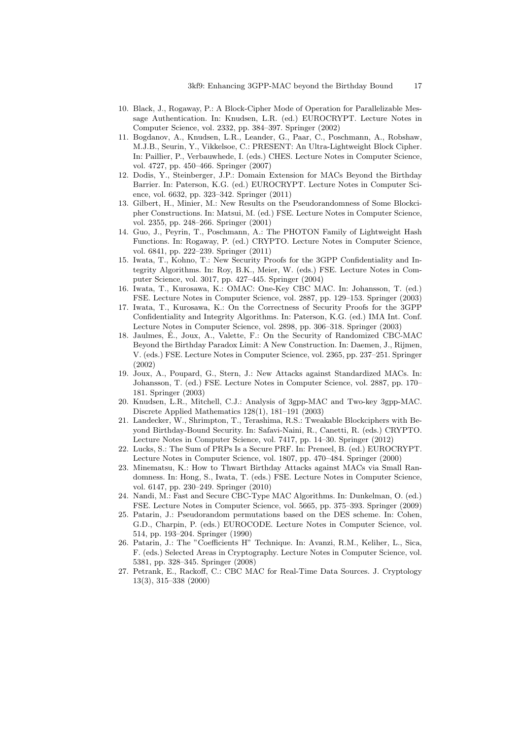10. Black, J., Rogaway, P.: A Block-Cipher Mode of Operation for Parallelizable Message Authentication. In: Knudsen, L.R. (ed.) EUROCRYPT. Lecture Notes in Computer Science, vol. 2332, pp. 384–397. Springer (2002)
11. Bogdanov, A., Knudsen, L.R., Leander, G., Paar, C., Poschmann, A., Robshaw, M.J.B., Seurin, Y., Vikkelsoe, C.: PRESENT: An Ultra-Lightweight Block Cipher. In: Paillier, P., Verbauwhede, I. (eds.) CHES. Lecture Notes in Computer Science, vol. 4727, pp. 450–466. Springer (2007)
12. Dodis, Y., Steinberger, J.P.: Domain Extension for MACs Beyond the Birthday Barrier. In: Paterson, K.G. (ed.) EUROCRYPT. Lecture Notes in Computer Science, vol. 6632, pp. 323–342. Springer (2011)
13. Gilbert, H., Minier, M.: New Results on the Pseudorandomness of Some Blockcipher Constructions. In: Matsui, M. (ed.) FSE. Lecture Notes in Computer Science, vol. 2355, pp. 248–266. Springer (2001)
14. Guo, J., Peyrin, T., Poschmann, A.: The PHOTON Family of Lightweight Hash Functions. In: Rogaway, P. (ed.) CRYPTO. Lecture Notes in Computer Science, vol. 6841, pp. 222–239. Springer (2011)
15. Iwata, T., Kohno, T.: New Security Proofs for the 3GPP Confidentiality and Integrity Algorithms. In: Roy, B.K., Meier, W. (eds.) FSE. Lecture Notes in Computer Science, vol. 3017, pp. 427–445. Springer (2004)
16. Iwata, T., Kurosawa, K.: OMAC: One-Key CBC MAC. In: Johansson, T. (ed.) FSE. Lecture Notes in Computer Science, vol. 2887, pp. 129–153. Springer (2003)
17. Iwata, T., Kurosawa, K.: On the Correctness of Security Proofs for the 3GPP Confidentiality and Integrity Algorithms. In: Paterson, K.G. (ed.) IMA Int. Conf. Lecture Notes in Computer Science, vol. 2898, pp. 306–318. Springer (2003)
18. Jaulmes, É., Joux, A., Valette, F.: On the Security of Randomized CBC-MAC Beyond the Birthday Paradox Limit: A New Construction. In: Daemen, J., Rijmen, V. (eds.) FSE. Lecture Notes in Computer Science, vol. 2365, pp. 237–251. Springer (2002)
19. Joux, A., Poupard, G., Stern, J.: New Attacks against Standardized MACs. In: Johansson, T. (ed.) FSE. Lecture Notes in Computer Science, vol. 2887, pp. 170–181. Springer (2003)
20. Knudsen, L.R., Mitchell, C.J.: Analysis of 3gpp-MAC and Two-key 3gpp-MAC. Discrete Applied Mathematics 128(1), 181–191 (2003)
21. Landecker, W., Shrimpton, T., Terashima, R.S.: Tweakable Blockciphers with Beyond Birthday-Bound Security. In: Safavi-Naini, R., Canetti, R. (eds.) CRYPTO. Lecture Notes in Computer Science, vol. 7417, pp. 14–30. Springer (2012)
22. Lucks, S.: The Sum of PRPs Is a Secure PRF. In: Preneel, B. (ed.) EUROCRYPT. Lecture Notes in Computer Science, vol. 1807, pp. 470–484. Springer (2000)
23. Minematsu, K.: How to Thwart Birthday Attacks against MACs via Small Randomness. In: Hong, S., Iwata, T. (eds.) FSE. Lecture Notes in Computer Science, vol. 6147, pp. 230–249. Springer (2010)
24. Nandi, M.: Fast and Secure CBC-Type MAC Algorithms. In: Dunkelman, O. (ed.) FSE. Lecture Notes in Computer Science, vol. 5665, pp. 375–393. Springer (2009)
25. Patarin, J.: Pseudorandom permutations based on the DES scheme. In: Cohen, G.D., Charpin, P. (eds.) EUROCODE. Lecture Notes in Computer Science, vol. 514, pp. 193–204. Springer (1990)
26. Patarin, J.: The "Coefficients H" Technique. In: Avanzi, R.M., Keliher, L., Sica, F. (eds.) Selected Areas in Cryptography. Lecture Notes in Computer Science, vol. 5381, pp. 328–345. Springer (2008)
27. Petrank, E., Rackoff, C.: CBC MAC for Real-Time Data Sources. J. Cryptology 13(3), 315–338 (2000)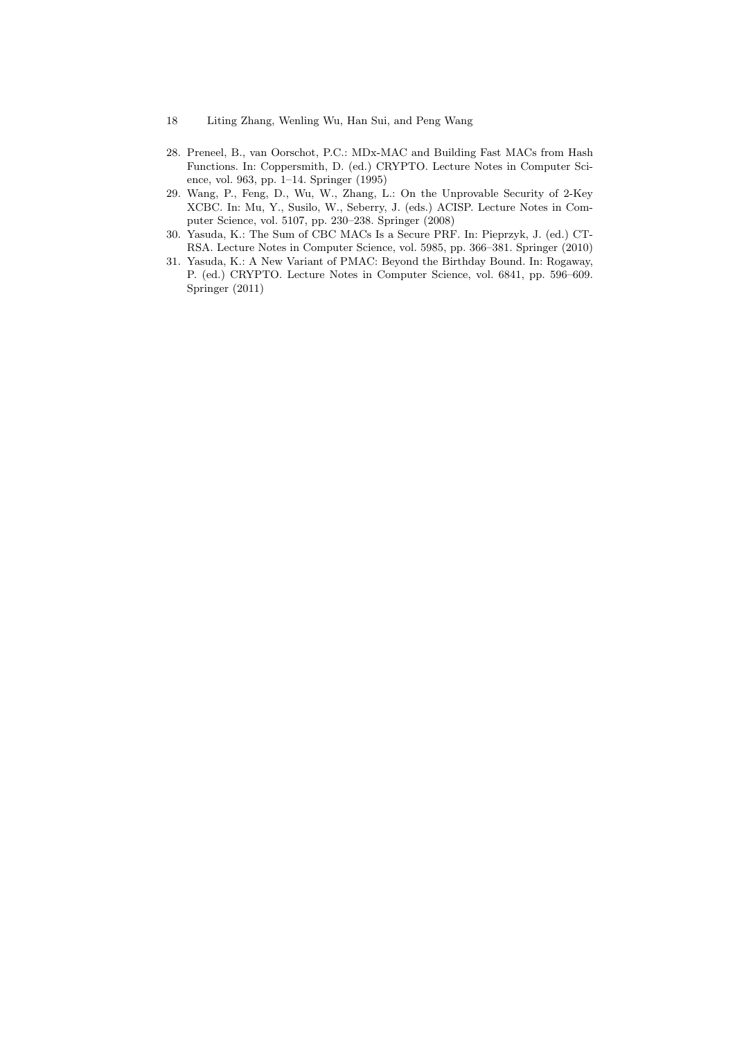28. Preneel, B., van Oorschot, P.C.: MDx-MAC and Building Fast MACs from Hash Functions. In: Coppersmith, D. (ed.) CRYPTO. Lecture Notes in Computer Science, vol. 963, pp. 1–14. Springer (1995)
29. Wang, P., Feng, D., Wu, W., Zhang, L.: On the Unprovable Security of 2-Key XCBC. In: Mu, Y., Susilo, W., Seberry, J. (eds.) ACISP. Lecture Notes in Computer Science, vol. 5107, pp. 230–238. Springer (2008)
30. Yasuda, K.: The Sum of CBC MACs Is a Secure PRF. In: Pieprzyk, J. (ed.) CT-RSA. Lecture Notes in Computer Science, vol. 5985, pp. 366–381. Springer (2010)
31. Yasuda, K.: A New Variant of PMAC: Beyond the Birthday Bound. In: Rogaway, P. (ed.) CRYPTO. Lecture Notes in Computer Science, vol. 6841, pp. 596–609. Springer (2011)